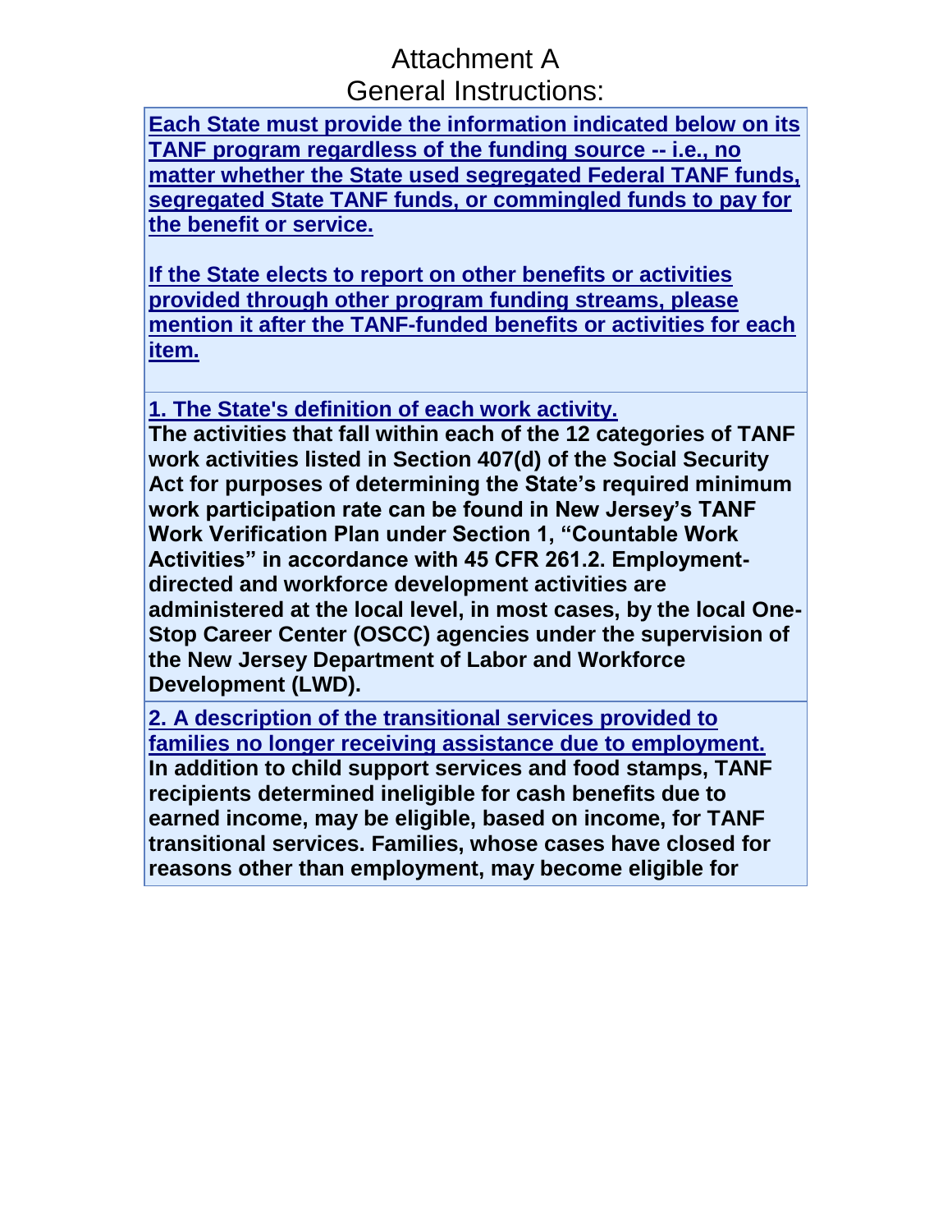# Attachment A
## General Instructions:

**Each State must provide the information indicated below on its TANF program regardless of the funding source -- i.e., no matter whether the State used segregated Federal TANF funds, segregated State TANF funds, or commingled funds to pay for the benefit or service.**

**If the State elects to report on other benefits or activities provided through other program funding streams, please mention it after the TANF-funded benefits or activities for each item.**

**1. The State's definition of each work activity.**

**The activities that fall within each of the 12 categories of TANF work activities listed in Section 407(d) of the Social Security Act for purposes of determining the State's required minimum work participation rate can be found in New Jersey's TANF Work Verification Plan under Section 1, "Countable Work Activities" in accordance with 45 CFR 261.2. Employment-directed and workforce development activities are administered at the local level, in most cases, by the local One-Stop Career Center (OSCC) agencies under the supervision of the New Jersey Department of Labor and Workforce Development (LWD).**

**2. A description of the transitional services provided to families no longer receiving assistance due to employment.**

**In addition to child support services and food stamps, TANF recipients determined ineligible for cash benefits due to earned income, may be eligible, based on income, for TANF transitional services. Families, whose cases have closed for reasons other than employment, may become eligible for**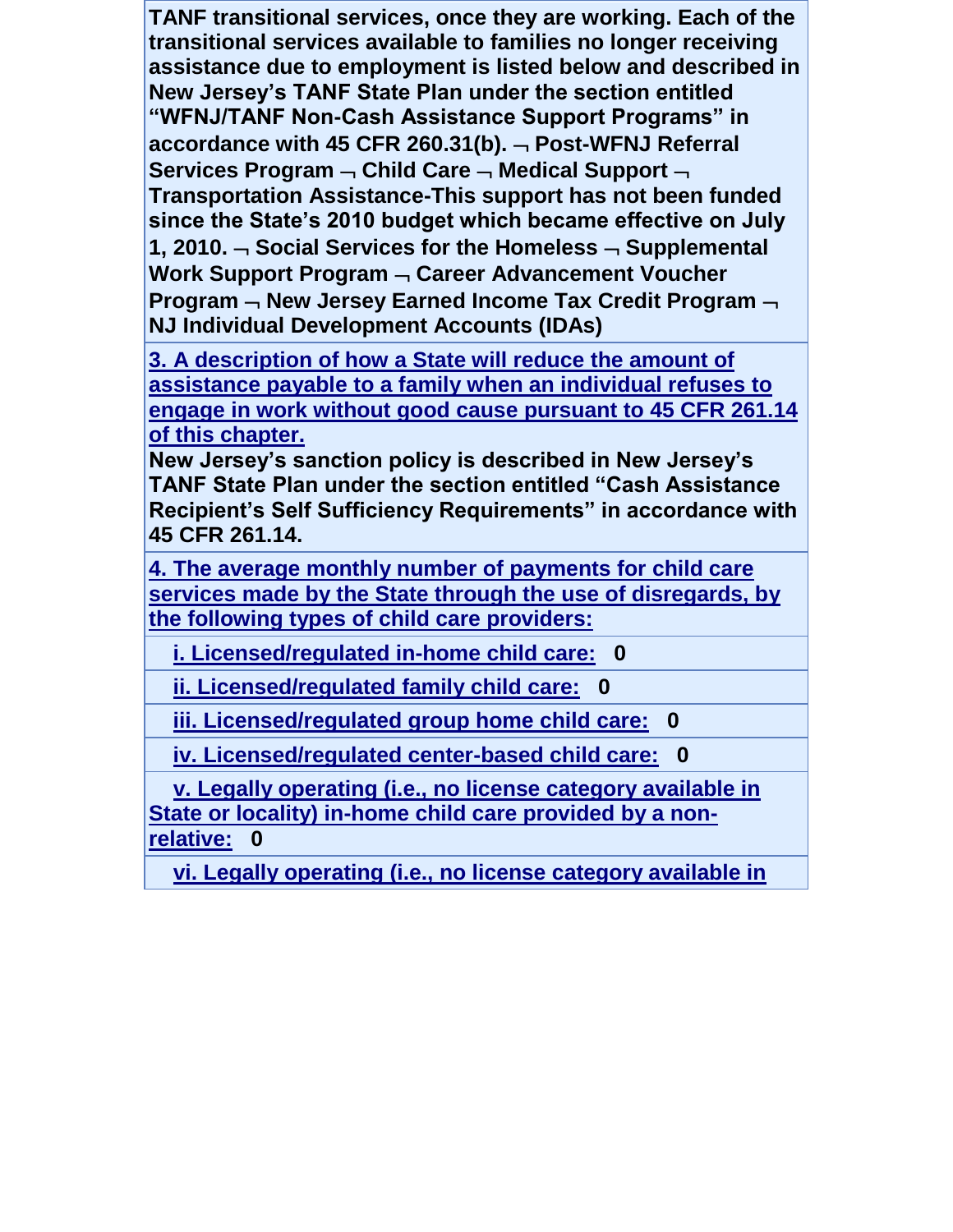**TANF transitional services, once they are working. Each of the transitional services available to families no longer receiving assistance due to employment is listed below and described in New Jersey's TANF State Plan under the section entitled "WFNJ/TANF Non-Cash Assistance Support Programs" in accordance with 45 CFR 260.31(b). ¬ Post-WFNJ Referral Services Program ¬ Child Care ¬ Medical Support ¬ Transportation Assistance-This support has not been funded since the State's 2010 budget which became effective on July 1, 2010. ¬ Social Services for the Homeless ¬ Supplemental Work Support Program ¬ Career Advancement Voucher Program ¬ New Jersey Earned Income Tax Credit Program ¬ NJ Individual Development Accounts (IDAs)**

**3. A description of how a State will reduce the amount of assistance payable to a family when an individual refuses to engage in work without good cause pursuant to 45 CFR 261.14 of this chapter.**

**New Jersey's sanction policy is described in New Jersey's TANF State Plan under the section entitled "Cash Assistance Recipient's Self Sufficiency Requirements" in accordance with 45 CFR 261.14.**

**4. The average monthly number of payments for child care services made by the State through the use of disregards, by the following types of child care providers:**

**i. Licensed/regulated in-home child care: 0**

**ii. Licensed/regulated family child care: 0**

**iii. Licensed/regulated group home child care: 0**

**iv. Licensed/regulated center-based child care: 0**

**v. Legally operating (i.e., no license category available in State or locality) in-home child care provided by a non-relative: 0**

**vi. Legally operating (i.e., no license category available in**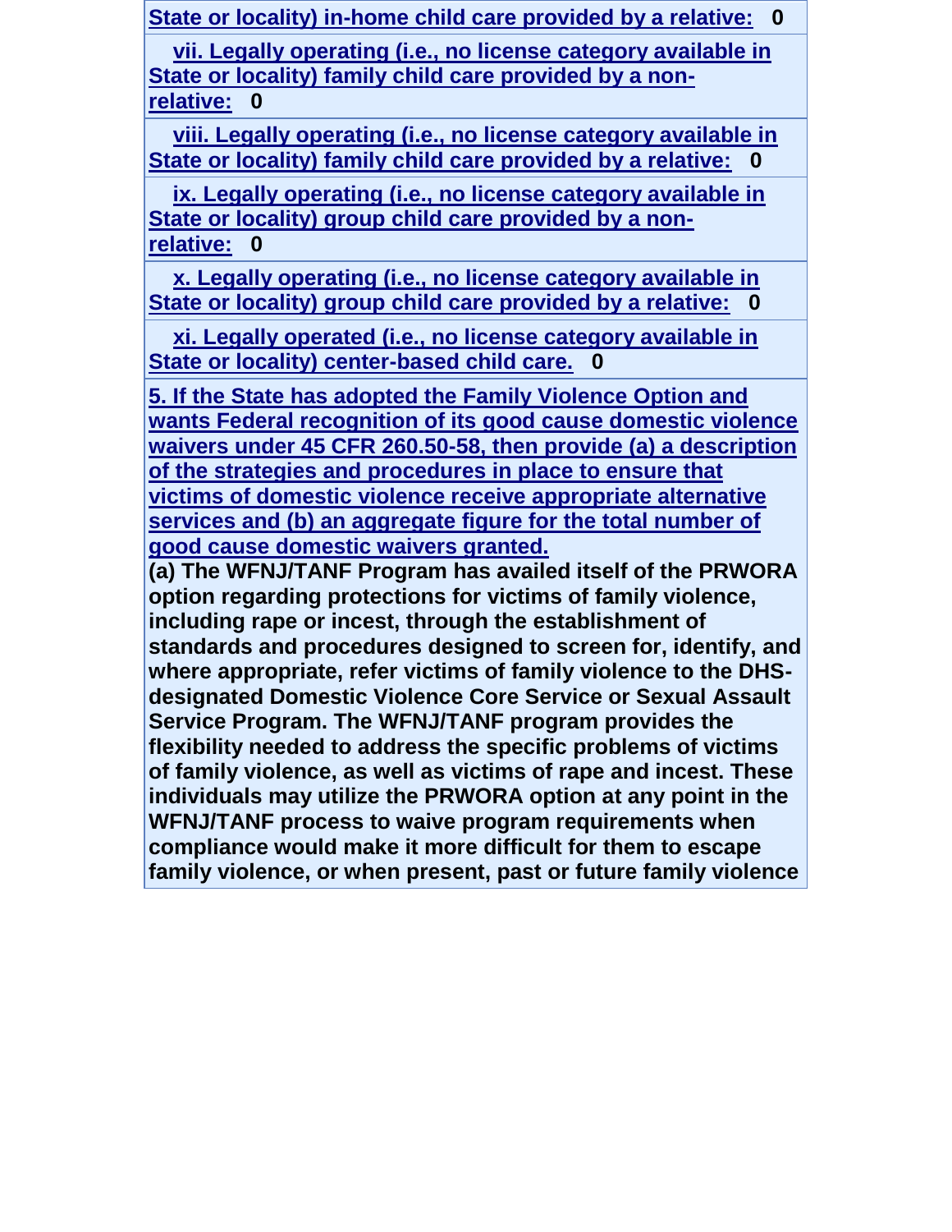State or locality) in-home child care provided by a relative: **0**

vii. Legally operating (i.e., no license category available in State or locality) family child care provided by a non-relative: **0**

viii. Legally operating (i.e., no license category available in State or locality) family child care provided by a relative: **0**

ix. Legally operating (i.e., no license category available in State or locality) group child care provided by a non-relative: **0**

x. Legally operating (i.e., no license category available in State or locality) group child care provided by a relative: **0**

xi. Legally operated (i.e., no license category available in State or locality) center-based child care. **0**

5. If the State has adopted the Family Violence Option and wants Federal recognition of its good cause domestic violence waivers under 45 CFR 260.50-58, then provide (a) a description of the strategies and procedures in place to ensure that victims of domestic violence receive appropriate alternative services and (b) an aggregate figure for the total number of good cause domestic waivers granted.

**(a) The WFNJ/TANF Program has availed itself of the PRWORA option regarding protections for victims of family violence, including rape or incest, through the establishment of standards and procedures designed to screen for, identify, and where appropriate, refer victims of family violence to the DHS-designated Domestic Violence Core Service or Sexual Assault Service Program. The WFNJ/TANF program provides the flexibility needed to address the specific problems of victims of family violence, as well as victims of rape and incest. These individuals may utilize the PRWORA option at any point in the WFNJ/TANF process to waive program requirements when compliance would make it more difficult for them to escape family violence, or when present, past or future family violence**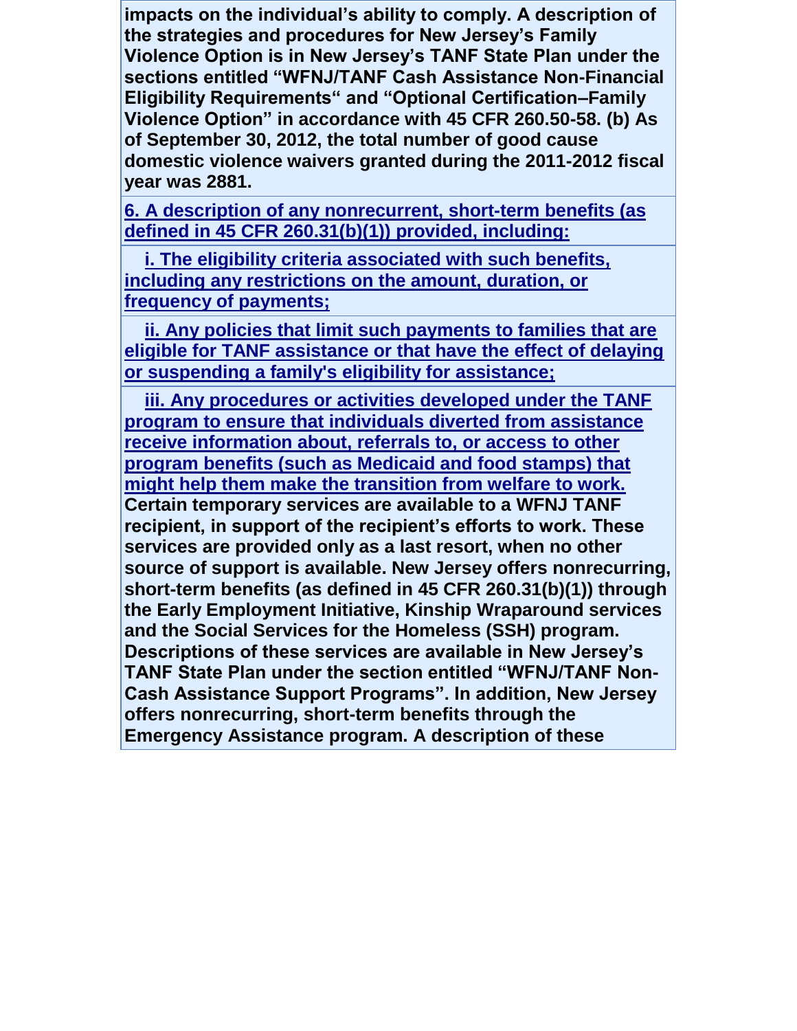**impacts on the individual's ability to comply. A description of the strategies and procedures for New Jersey's Family Violence Option is in New Jersey's TANF State Plan under the sections entitled "WFNJ/TANF Cash Assistance Non-Financial Eligibility Requirements" and "Optional Certification–Family Violence Option" in accordance with 45 CFR 260.50-58. (b) As of September 30, 2012, the total number of good cause domestic violence waivers granted during the 2011-2012 fiscal year was 2881.**

**6. A description of any nonrecurrent, short-term benefits (as defined in 45 CFR 260.31(b)(1)) provided, including:**

**i. The eligibility criteria associated with such benefits, including any restrictions on the amount, duration, or frequency of payments;**

**ii. Any policies that limit such payments to families that are eligible for TANF assistance or that have the effect of delaying or suspending a family's eligibility for assistance;**

**iii. Any procedures or activities developed under the TANF program to ensure that individuals diverted from assistance receive information about, referrals to, or access to other program benefits (such as Medicaid and food stamps) that might help them make the transition from welfare to work.**

**Certain temporary services are available to a WFNJ TANF recipient, in support of the recipient's efforts to work. These services are provided only as a last resort, when no other source of support is available. New Jersey offers nonrecurring, short-term benefits (as defined in 45 CFR 260.31(b)(1)) through the Early Employment Initiative, Kinship Wraparound services and the Social Services for the Homeless (SSH) program. Descriptions of these services are available in New Jersey's TANF State Plan under the section entitled "WFNJ/TANF Non-Cash Assistance Support Programs". In addition, New Jersey offers nonrecurring, short-term benefits through the Emergency Assistance program. A description of these**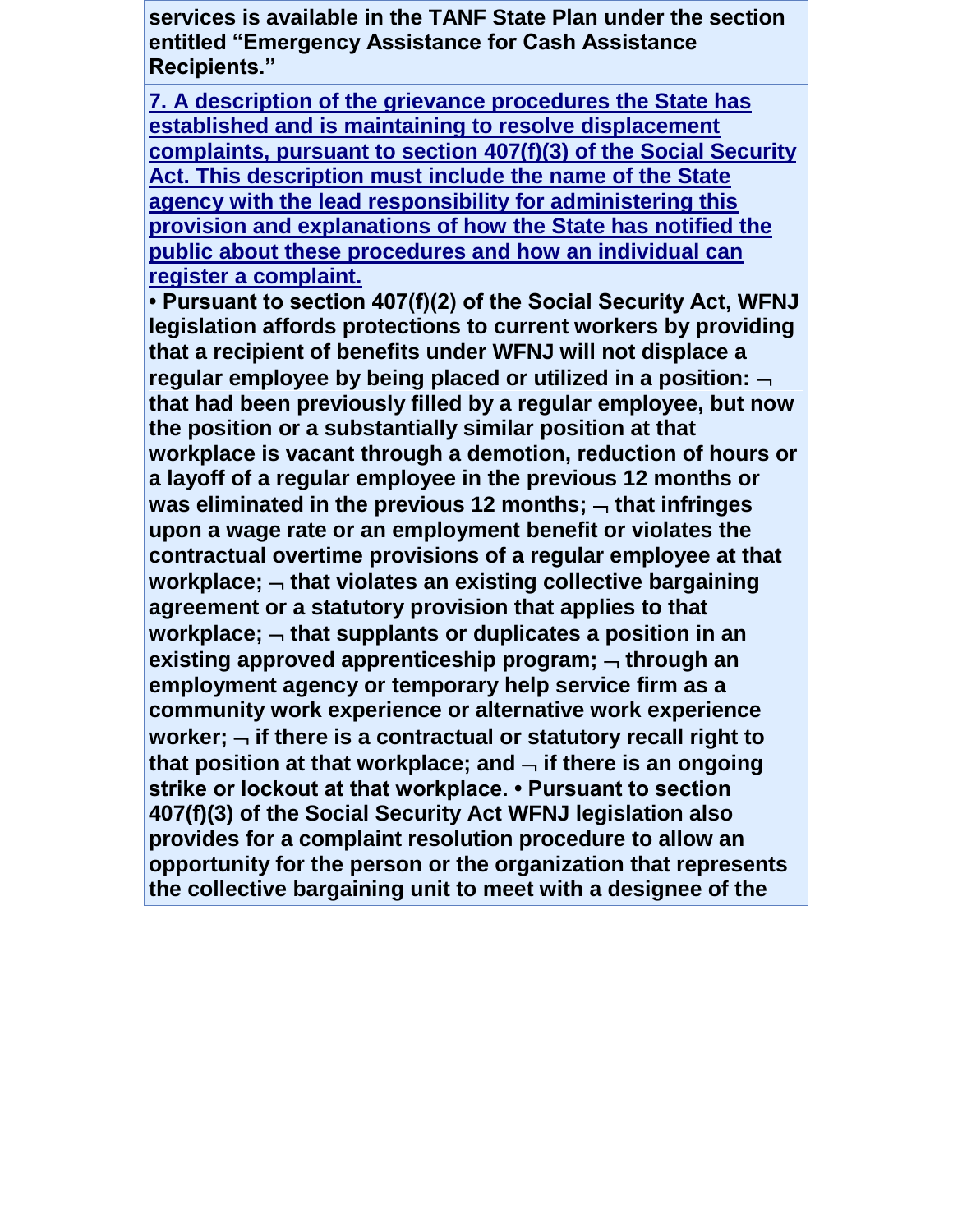**services is available in the TANF State Plan under the section entitled “Emergency Assistance for Cash Assistance Recipients.”**

**7. A description of the grievance procedures the State has established and is maintaining to resolve displacement complaints, pursuant to section 407(f)(3) of the Social Security Act. This description must include the name of the State agency with the lead responsibility for administering this provision and explanations of how the State has notified the public about these procedures and how an individual can register a complaint.**

**• Pursuant to section 407(f)(2) of the Social Security Act, WFNJ legislation affords protections to current workers by providing that a recipient of benefits under WFNJ will not displace a regular employee by being placed or utilized in a position: ¬ that had been previously filled by a regular employee, but now the position or a substantially similar position at that workplace is vacant through a demotion, reduction of hours or a layoff of a regular employee in the previous 12 months or was eliminated in the previous 12 months; ¬ that infringes upon a wage rate or an employment benefit or violates the contractual overtime provisions of a regular employee at that workplace; ¬ that violates an existing collective bargaining agreement or a statutory provision that applies to that workplace; ¬ that supplants or duplicates a position in an existing approved apprenticeship program; ¬ through an employment agency or temporary help service firm as a community work experience or alternative work experience worker; ¬ if there is a contractual or statutory recall right to that position at that workplace; and ¬ if there is an ongoing strike or lockout at that workplace. • Pursuant to section 407(f)(3) of the Social Security Act WFNJ legislation also provides for a complaint resolution procedure to allow an opportunity for the person or the organization that represents the collective bargaining unit to meet with a designee of the**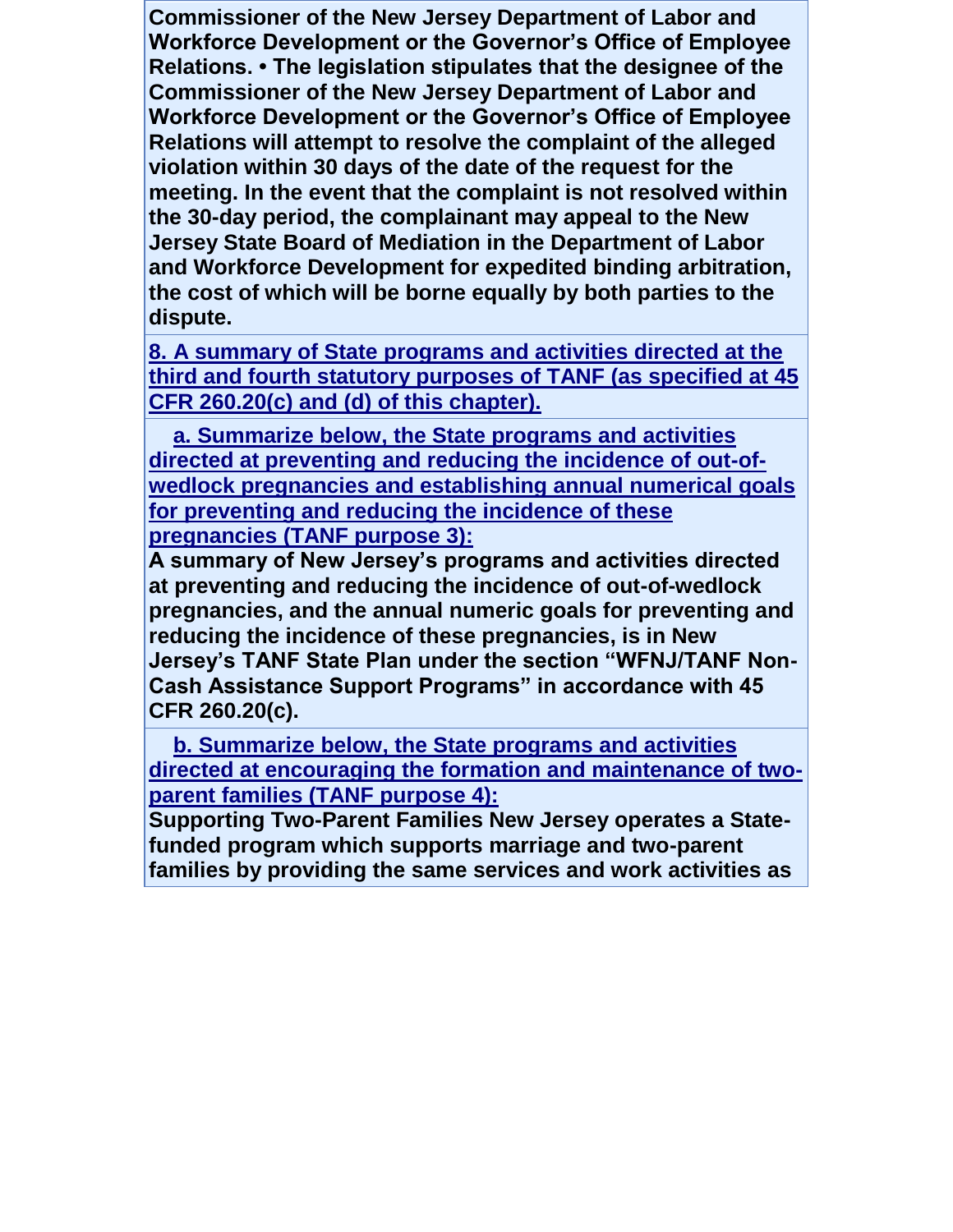**Commissioner of the New Jersey Department of Labor and Workforce Development or the Governor's Office of Employee Relations. • The legislation stipulates that the designee of the Commissioner of the New Jersey Department of Labor and Workforce Development or the Governor's Office of Employee Relations will attempt to resolve the complaint of the alleged violation within 30 days of the date of the request for the meeting. In the event that the complaint is not resolved within the 30-day period, the complainant may appeal to the New Jersey State Board of Mediation in the Department of Labor and Workforce Development for expedited binding arbitration, the cost of which will be borne equally by both parties to the dispute.**

**8. A summary of State programs and activities directed at the third and fourth statutory purposes of TANF (as specified at 45 CFR 260.20(c) and (d) of this chapter).**

**a. Summarize below, the State programs and activities directed at preventing and reducing the incidence of out-of-wedlock pregnancies and establishing annual numerical goals for preventing and reducing the incidence of these pregnancies (TANF purpose 3):**

**A summary of New Jersey's programs and activities directed at preventing and reducing the incidence of out-of-wedlock pregnancies, and the annual numeric goals for preventing and reducing the incidence of these pregnancies, is in New Jersey's TANF State Plan under the section "WFNJ/TANF Non-Cash Assistance Support Programs" in accordance with 45 CFR 260.20(c).**

**b. Summarize below, the State programs and activities directed at encouraging the formation and maintenance of two-parent families (TANF purpose 4):**

**Supporting Two-Parent Families New Jersey operates a State-funded program which supports marriage and two-parent families by providing the same services and work activities as**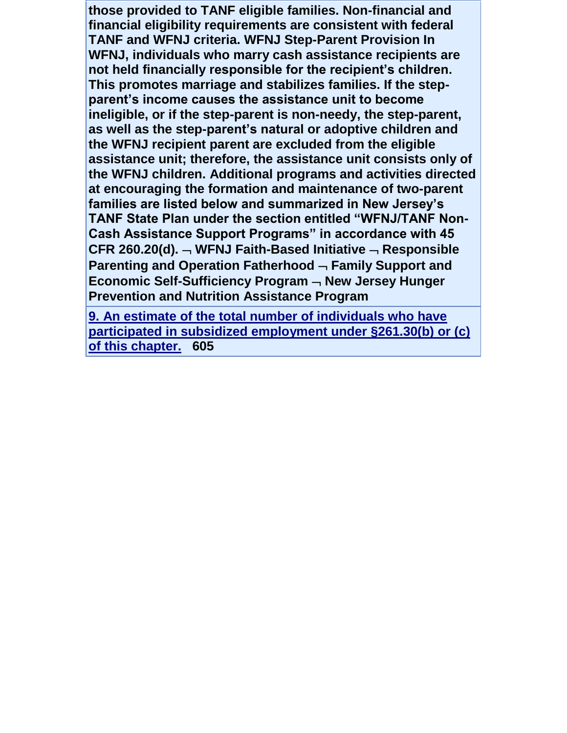**those provided to TANF eligible families. Non-financial and financial eligibility requirements are consistent with federal TANF and WFNJ criteria. WFNJ Step-Parent Provision In WFNJ, individuals who marry cash assistance recipients are not held financially responsible for the recipient's children. This promotes marriage and stabilizes families. If the step-parent's income causes the assistance unit to become ineligible, or if the step-parent is non-needy, the step-parent, as well as the step-parent's natural or adoptive children and the WFNJ recipient parent are excluded from the eligible assistance unit; therefore, the assistance unit consists only of the WFNJ children. Additional programs and activities directed at encouraging the formation and maintenance of two-parent families are listed below and summarized in New Jersey's TANF State Plan under the section entitled "WFNJ/TANF Non-Cash Assistance Support Programs" in accordance with 45 CFR 260.20(d). ¬ WFNJ Faith-Based Initiative ¬ Responsible Parenting and Operation Fatherhood ¬ Family Support and Economic Self-Sufficiency Program ¬ New Jersey Hunger Prevention and Nutrition Assistance Program**

**9. An estimate of the total number of individuals who have participated in subsidized employment under §261.30(b) or (c) of this chapter.** **605**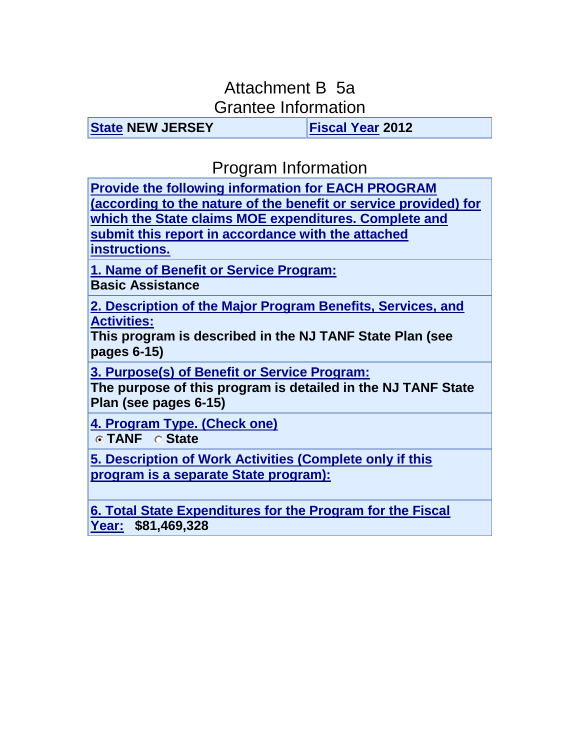# Attachment B 5a

## Grantee Information

| | |
|---|---|
| **State** NEW JERSEY | **Fiscal Year** 2012 |

## Program Information

| |
|---|
| **Provide the following information for EACH PROGRAM (according to the nature of the benefit or service provided) for which the State claims MOE expenditures. Complete and submit this report in accordance with the attached instructions.** |
| **1. Name of Benefit or Service Program:** Basic Assistance |
| **2. Description of the Major Program Benefits, Services, and Activities:** This program is described in the NJ TANF State Plan (see pages 6-15) |
| **3. Purpose(s) of Benefit or Service Program:** The purpose of this program is detailed in the NJ TANF State Plan (see pages 6-15) |
| **4. Program Type. (Check one)** ◉ TANF ○ State |
| **5. Description of Work Activities (Complete only if this program is a separate State program):** |
| **6. Total State Expenditures for the Program for the Fiscal Year:** $81,469,328 |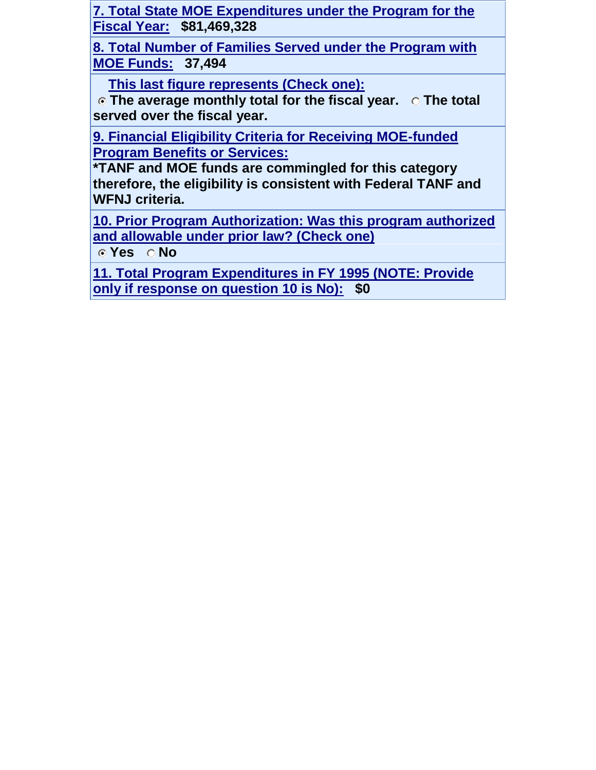**7. Total State MOE Expenditures under the Program for the Fiscal Year:** **$81,469,328**

**8. Total Number of Families Served under the Program with MOE Funds:** **37,494**

**This last figure represents (Check one):**

(●) **The average monthly total for the fiscal year.** ( ) **The total served over the fiscal year.**

**9. Financial Eligibility Criteria for Receiving MOE-funded Program Benefits or Services:**

**\*TANF and MOE funds are commingled for this category therefore, the eligibility is consistent with Federal TANF and WFNJ criteria.**

**10. Prior Program Authorization: Was this program authorized and allowable under prior law? (Check one)**

(●) **Yes** ( ) **No**

**11. Total Program Expenditures in FY 1995 (NOTE: Provide only if response on question 10 is No):** **$0**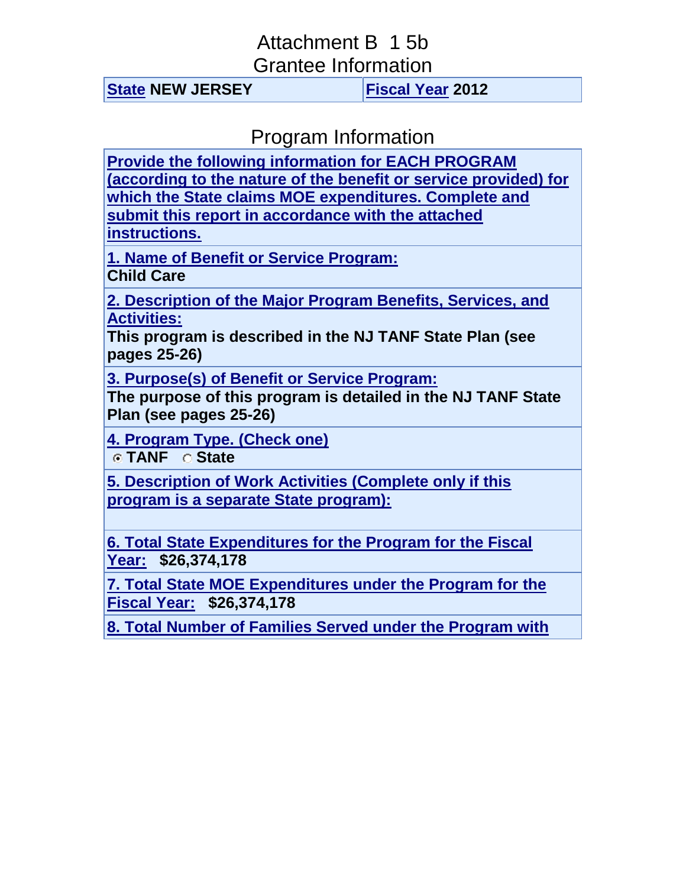# Attachment B 1 5b

## Grantee Information

| State NEW JERSEY | Fiscal Year 2012 |
|---|---|

## Program Information

**Provide the following information for EACH PROGRAM (according to the nature of the benefit or service provided) for which the State claims MOE expenditures. Complete and submit this report in accordance with the attached instructions.**

**1. Name of Benefit or Service Program:**
**Child Care**

**2. Description of the Major Program Benefits, Services, and Activities:**
**This program is described in the NJ TANF State Plan (see pages 25-26)**

**3. Purpose(s) of Benefit or Service Program:**
**The purpose of this program is detailed in the NJ TANF State Plan (see pages 25-26)**

**4. Program Type. (Check one)**
◉ **TANF** ○ **State**

**5. Description of Work Activities (Complete only if this program is a separate State program):**

**6. Total State Expenditures for the Program for the Fiscal Year:** **$26,374,178**

**7. Total State MOE Expenditures under the Program for the Fiscal Year:** **$26,374,178**

**8. Total Number of Families Served under the Program with**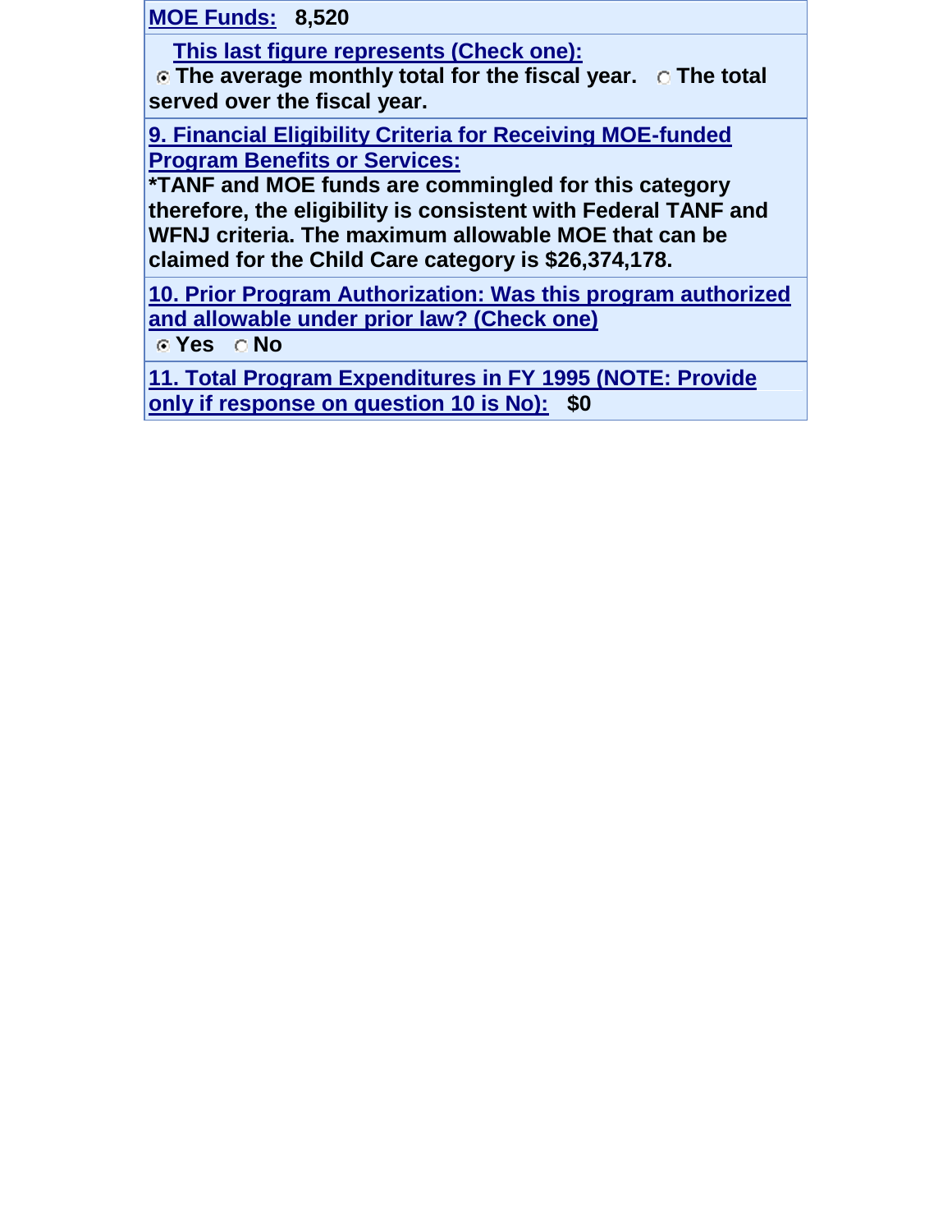**MOE Funds:** **8,520**

**This last figure represents (Check one):**

◉ **The average monthly total for the fiscal year.** ○ **The total served over the fiscal year.**

**9. Financial Eligibility Criteria for Receiving MOE-funded Program Benefits or Services:**

***TANF and MOE funds are commingled for this category therefore, the eligibility is consistent with Federal TANF and WFNJ criteria. The maximum allowable MOE that can be claimed for the Child Care category is $26,374,178.**

**10. Prior Program Authorization: Was this program authorized and allowable under prior law? (Check one)**

◉ **Yes** ○ **No**

**11. Total Program Expenditures in FY 1995 (NOTE: Provide only if response on question 10 is No):** **$0**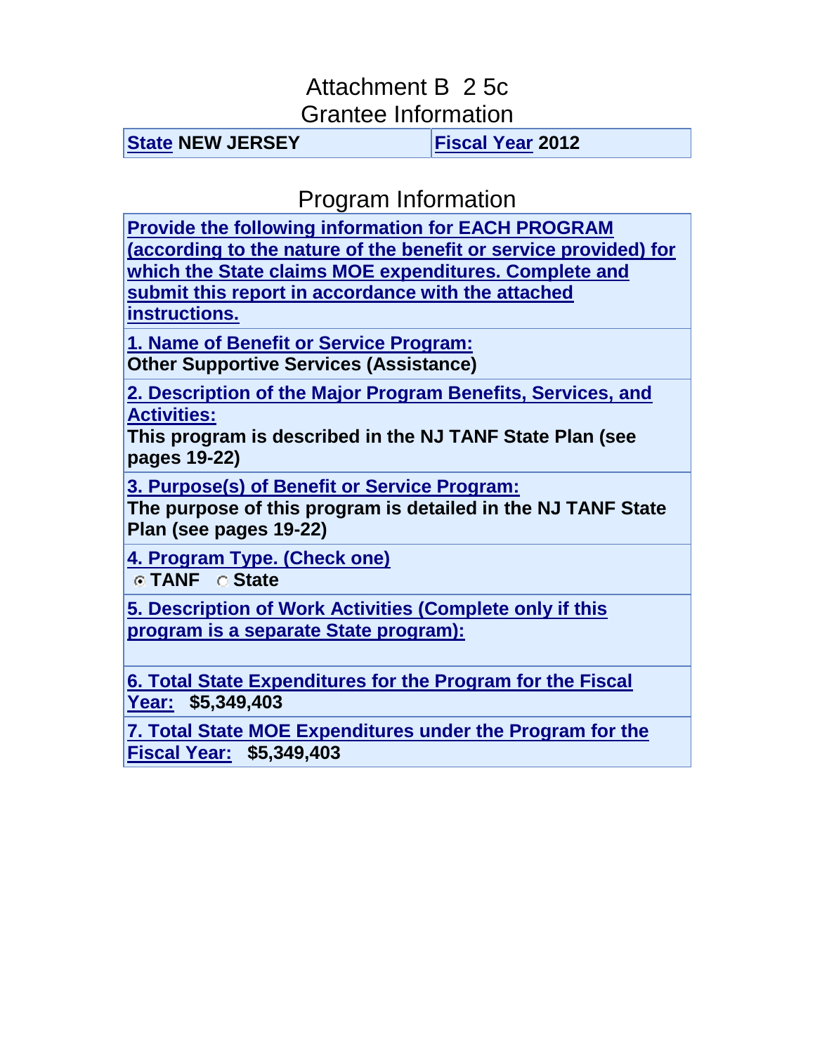# Attachment B 2 5c

## Grantee Information

| | |
|---|---|
| **State** NEW JERSEY | **Fiscal Year** 2012 |

## Program Information

| |
|---|
| **Provide the following information for EACH PROGRAM (according to the nature of the benefit or service provided) for which the State claims MOE expenditures. Complete and submit this report in accordance with the attached instructions.** |
| **1. Name of Benefit or Service Program:** Other Supportive Services (Assistance) |
| **2. Description of the Major Program Benefits, Services, and Activities:** This program is described in the NJ TANF State Plan (see pages 19-22) |
| **3. Purpose(s) of Benefit or Service Program:** The purpose of this program is detailed in the NJ TANF State Plan (see pages 19-22) |
| **4. Program Type. (Check one)** ◉ TANF ○ State |
| **5. Description of Work Activities (Complete only if this program is a separate State program):** |
| **6. Total State Expenditures for the Program for the Fiscal Year:** $5,349,403 |
| **7. Total State MOE Expenditures under the Program for the Fiscal Year:** $5,349,403 |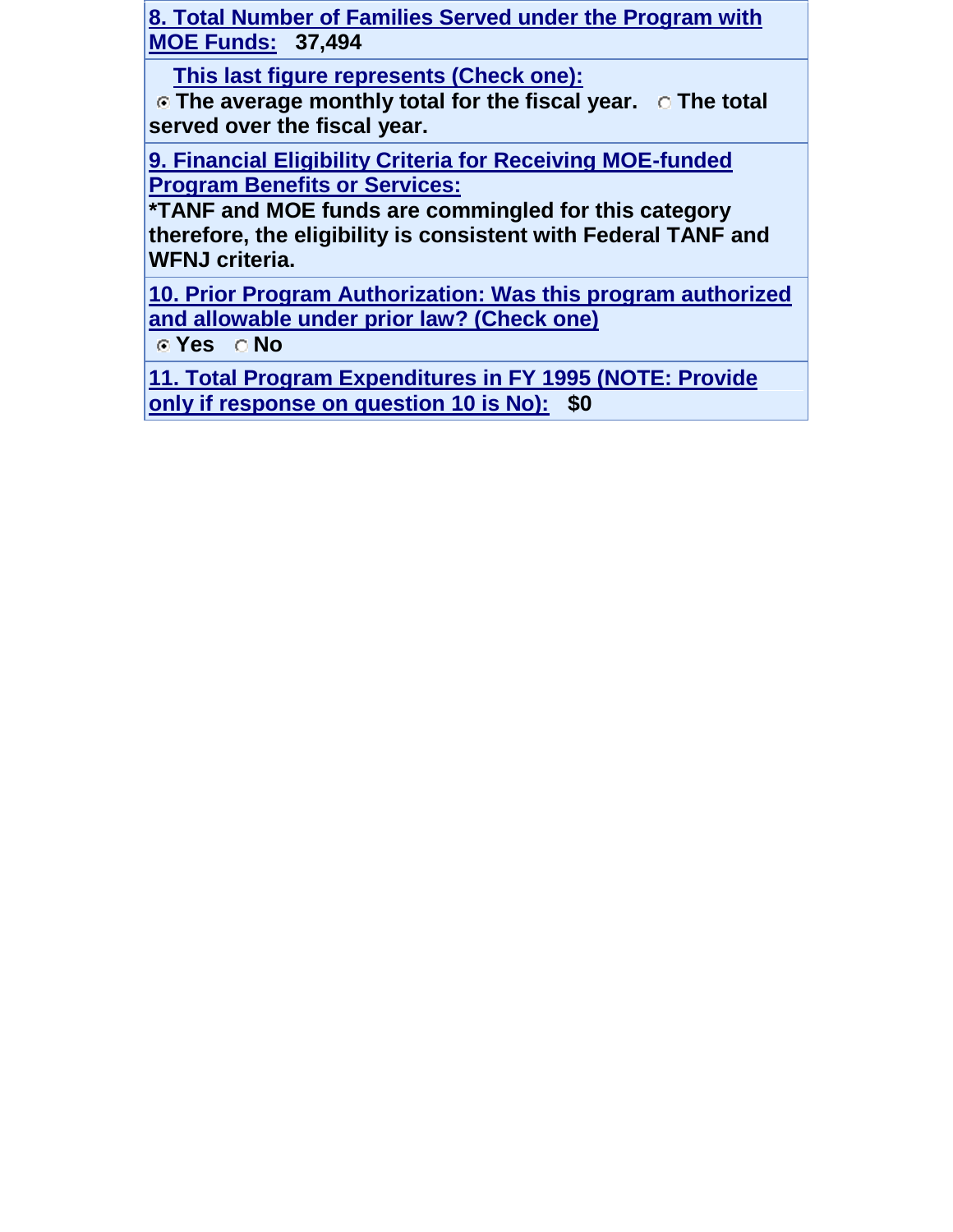**8. Total Number of Families Served under the Program with MOE Funds:** 37,494

**This last figure represents (Check one):**

◉ The average monthly total for the fiscal year. ○ The total served over the fiscal year.

**9. Financial Eligibility Criteria for Receiving MOE-funded Program Benefits or Services:**

*TANF and MOE funds are commingled for this category therefore, the eligibility is consistent with Federal TANF and WFNJ criteria.

**10. Prior Program Authorization: Was this program authorized and allowable under prior law? (Check one)**

◉ Yes ○ No

**11. Total Program Expenditures in FY 1995 (NOTE: Provide only if response on question 10 is No):** $0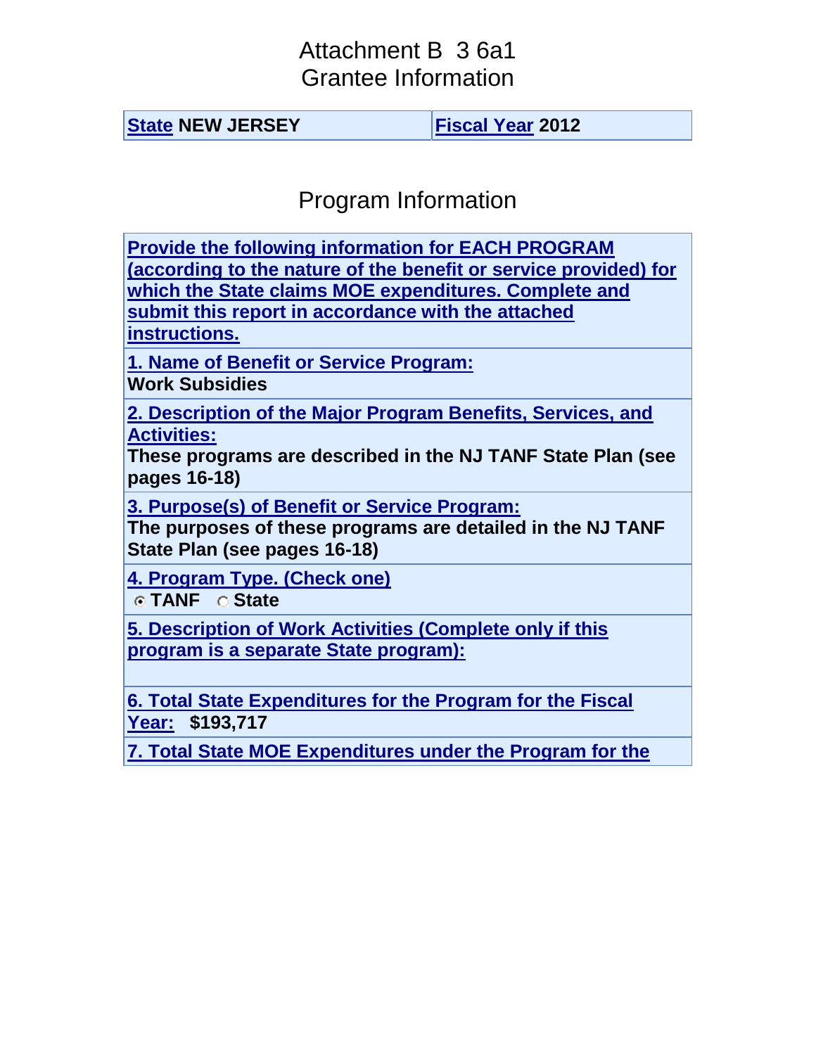# Attachment B 3 6a1
# Grantee Information

| State NEW JERSEY | Fiscal Year 2012 |
|---|---|

## Program Information

**Provide the following information for EACH PROGRAM (according to the nature of the benefit or service provided) for which the State claims MOE expenditures. Complete and submit this report in accordance with the attached instructions.**

**1. Name of Benefit or Service Program:**
**Work Subsidies**

**2. Description of the Major Program Benefits, Services, and Activities:**
**These programs are described in the NJ TANF State Plan (see pages 16-18)**

**3. Purpose(s) of Benefit or Service Program:**
**The purposes of these programs are detailed in the NJ TANF State Plan (see pages 16-18)**

**4. Program Type. (Check one)**
- (x) **TANF**
- ( ) **State**

**5. Description of Work Activities (Complete only if this program is a separate State program):**

**6. Total State Expenditures for the Program for the Fiscal Year:** **$193,717**

**7. Total State MOE Expenditures under the Program for the**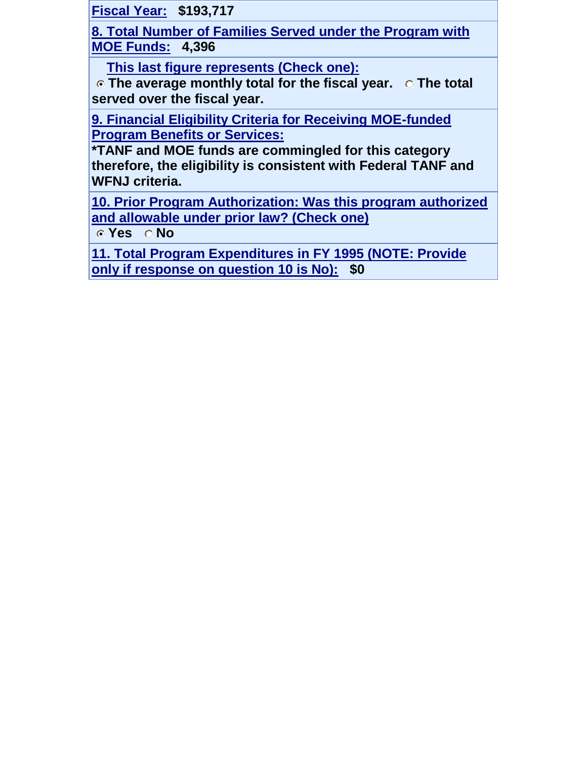**Fiscal Year:** **$193,717**

**8. Total Number of Families Served under the Program with MOE Funds:** **4,396**

**This last figure represents (Check one):**
◉ **The average monthly total for the fiscal year.** ○ **The total served over the fiscal year.**

**9. Financial Eligibility Criteria for Receiving MOE-funded Program Benefits or Services:**
**\*TANF and MOE funds are commingled for this category therefore, the eligibility is consistent with Federal TANF and WFNJ criteria.**

**10. Prior Program Authorization: Was this program authorized and allowable under prior law? (Check one)**
◉ **Yes** ○ **No**

**11. Total Program Expenditures in FY 1995 (NOTE: Provide only if response on question 10 is No):** **$0**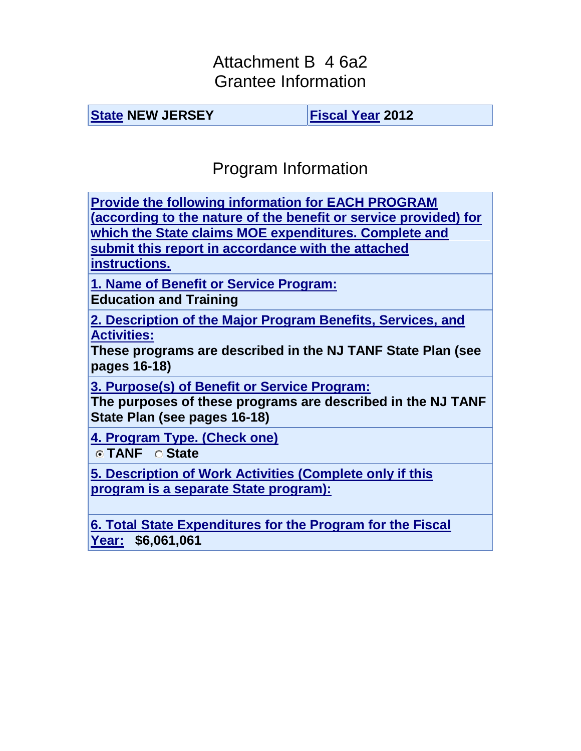# Attachment B 4 6a2
# Grantee Information

| **State** NEW JERSEY | **Fiscal Year** 2012 |
|---|---|

## Program Information

| |
|---|
| **Provide the following information for EACH PROGRAM (according to the nature of the benefit or service provided) for which the State claims MOE expenditures. Complete and submit this report in accordance with the attached instructions.** |
| **1. Name of Benefit or Service Program:**<br>**Education and Training** |
| **2. Description of the Major Program Benefits, Services, and Activities:**<br>**These programs are described in the NJ TANF State Plan (see pages 16-18)** |
| **3. Purpose(s) of Benefit or Service Program:**<br>**The purposes of these programs are described in the NJ TANF State Plan (see pages 16-18)** |
| **4. Program Type. (Check one)**<br>◉ **TANF** ○ **State** |
| **5. Description of Work Activities (Complete only if this program is a separate State program):** |
| **6. Total State Expenditures for the Program for the Fiscal Year:** **$6,061,061** |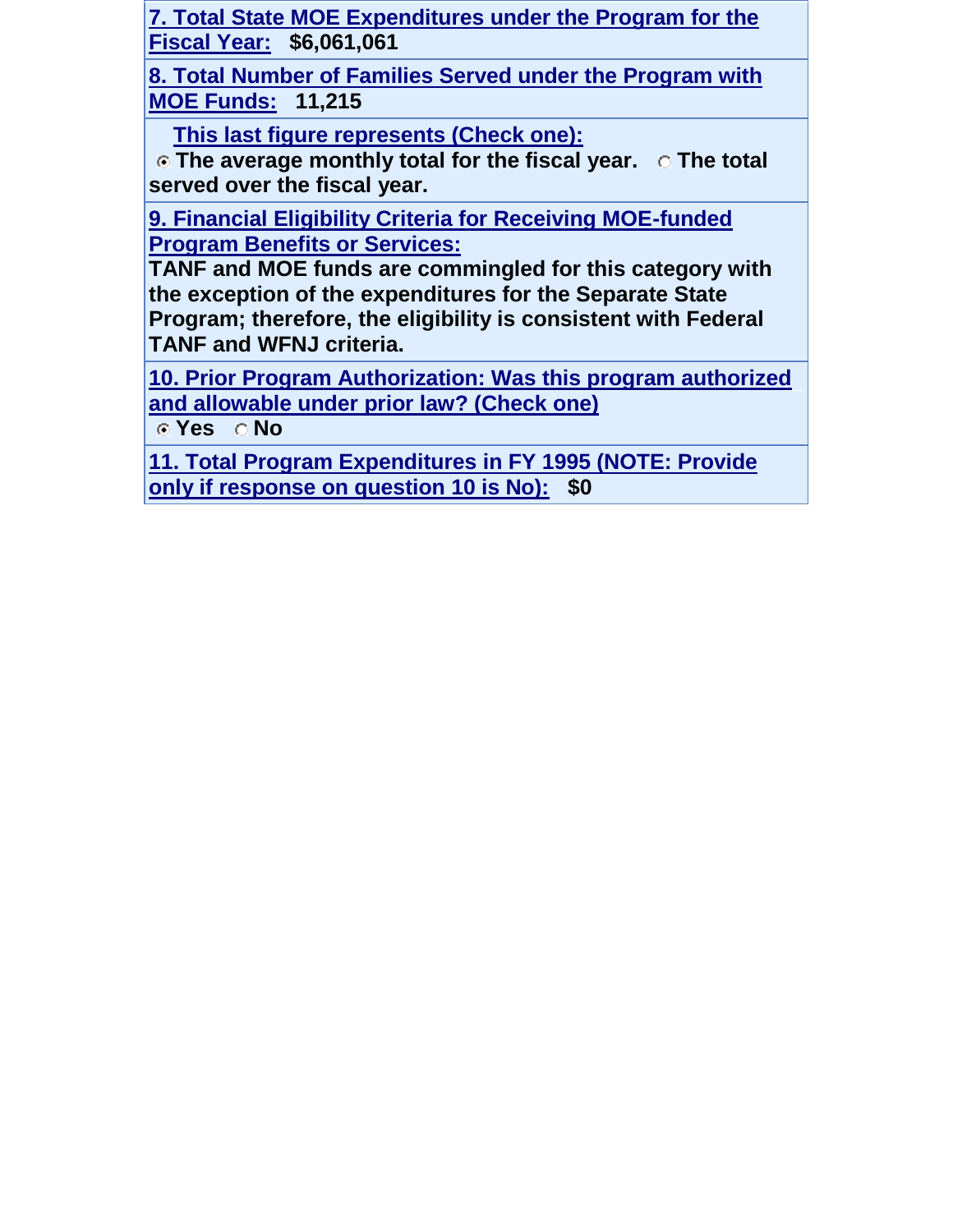**7. Total State MOE Expenditures under the Program for the Fiscal Year:** **$6,061,061**

**8. Total Number of Families Served under the Program with MOE Funds:** **11,215**

**This last figure represents (Check one):**

◉ **The average monthly total for the fiscal year.** ○ **The total served over the fiscal year.**

**9. Financial Eligibility Criteria for Receiving MOE-funded Program Benefits or Services:**

**TANF and MOE funds are commingled for this category with the exception of the expenditures for the Separate State Program; therefore, the eligibility is consistent with Federal TANF and WFNJ criteria.**

**10. Prior Program Authorization: Was this program authorized and allowable under prior law? (Check one)**

◉ **Yes** ○ **No**

**11. Total Program Expenditures in FY 1995 (NOTE: Provide only if response on question 10 is No):** **$0**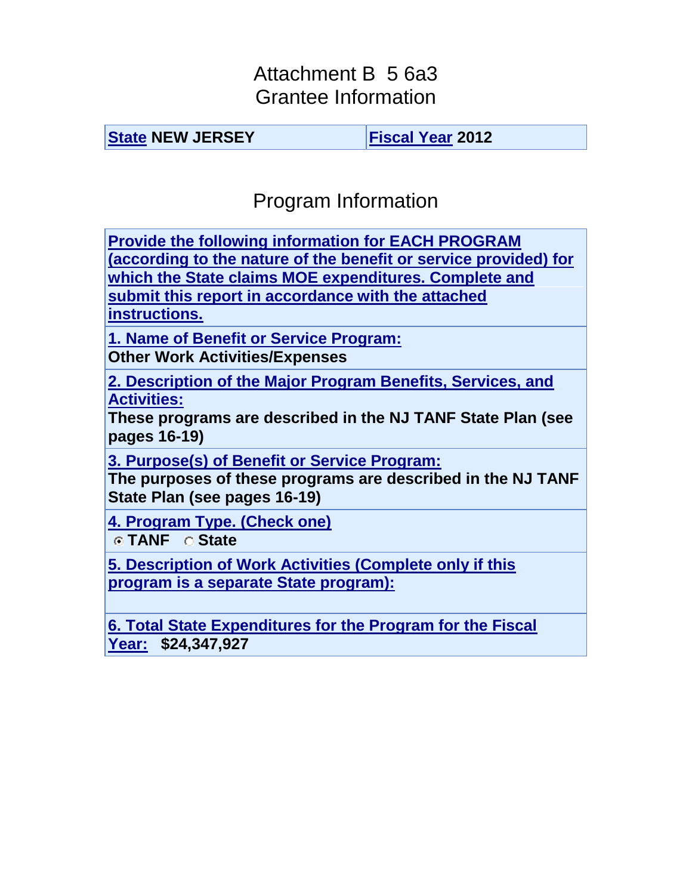# Attachment B 5 6a3
# Grantee Information

| State NEW JERSEY | Fiscal Year 2012 |
|---|---|

## Program Information

**Provide the following information for EACH PROGRAM (according to the nature of the benefit or service provided) for which the State claims MOE expenditures. Complete and submit this report in accordance with the attached instructions.**

**1. Name of Benefit or Service Program:**
**Other Work Activities/Expenses**

**2. Description of the Major Program Benefits, Services, and Activities:**
**These programs are described in the NJ TANF State Plan (see pages 16-19)**

**3. Purpose(s) of Benefit or Service Program:**
**The purposes of these programs are described in the NJ TANF State Plan (see pages 16-19)**

**4. Program Type. (Check one)**
(●) **TANF** ( ) **State**

**5. Description of Work Activities (Complete only if this program is a separate State program):**

**6. Total State Expenditures for the Program for the Fiscal Year:** **$24,347,927**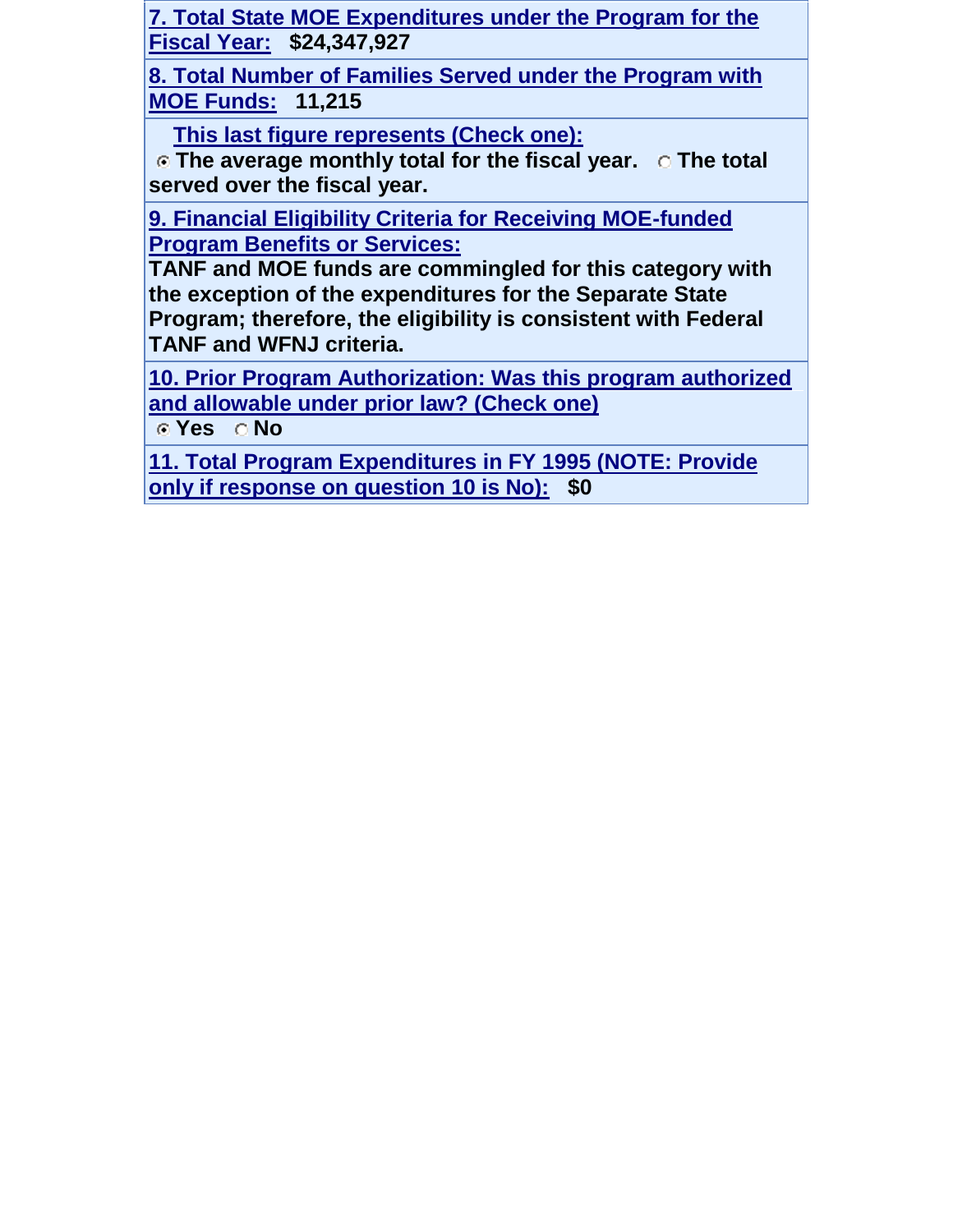**7. Total State MOE Expenditures under the Program for the Fiscal Year:** **$24,347,927**

**8. Total Number of Families Served under the Program with MOE Funds:** **11,215**

**This last figure represents (Check one):**

◉ **The average monthly total for the fiscal year.** ○ **The total served over the fiscal year.**

**9. Financial Eligibility Criteria for Receiving MOE-funded Program Benefits or Services:**

**TANF and MOE funds are commingled for this category with the exception of the expenditures for the Separate State Program; therefore, the eligibility is consistent with Federal TANF and WFNJ criteria.**

**10. Prior Program Authorization: Was this program authorized and allowable under prior law? (Check one)**

◉ **Yes** ○ **No**

**11. Total Program Expenditures in FY 1995 (NOTE: Provide only if response on question 10 is No):** **$0**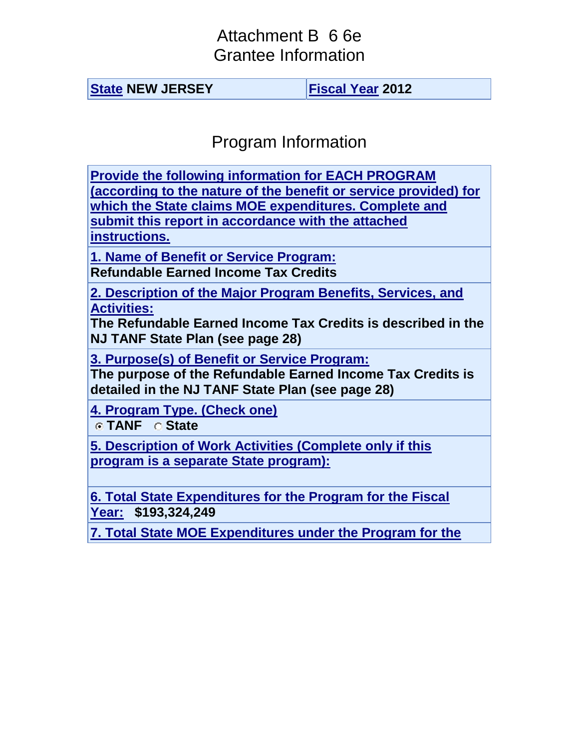# Attachment B 6 6e
# Grantee Information

| | |
|---|---|
| **State** NEW JERSEY | **Fiscal Year** 2012 |

## Program Information

**Provide the following information for EACH PROGRAM (according to the nature of the benefit or service provided) for which the State claims MOE expenditures. Complete and submit this report in accordance with the attached instructions.**

**1. Name of Benefit or Service Program:**
**Refundable Earned Income Tax Credits**

**2. Description of the Major Program Benefits, Services, and Activities:**
**The Refundable Earned Income Tax Credits is described in the NJ TANF State Plan (see page 28)**

**3. Purpose(s) of Benefit or Service Program:**
**The purpose of the Refundable Earned Income Tax Credits is detailed in the NJ TANF State Plan (see page 28)**

**4. Program Type. (Check one)**
◉ **TANF** ○ **State**

**5. Description of Work Activities (Complete only if this program is a separate State program):**

**6. Total State Expenditures for the Program for the Fiscal Year:** **$193,324,249**

**7. Total State MOE Expenditures under the Program for the**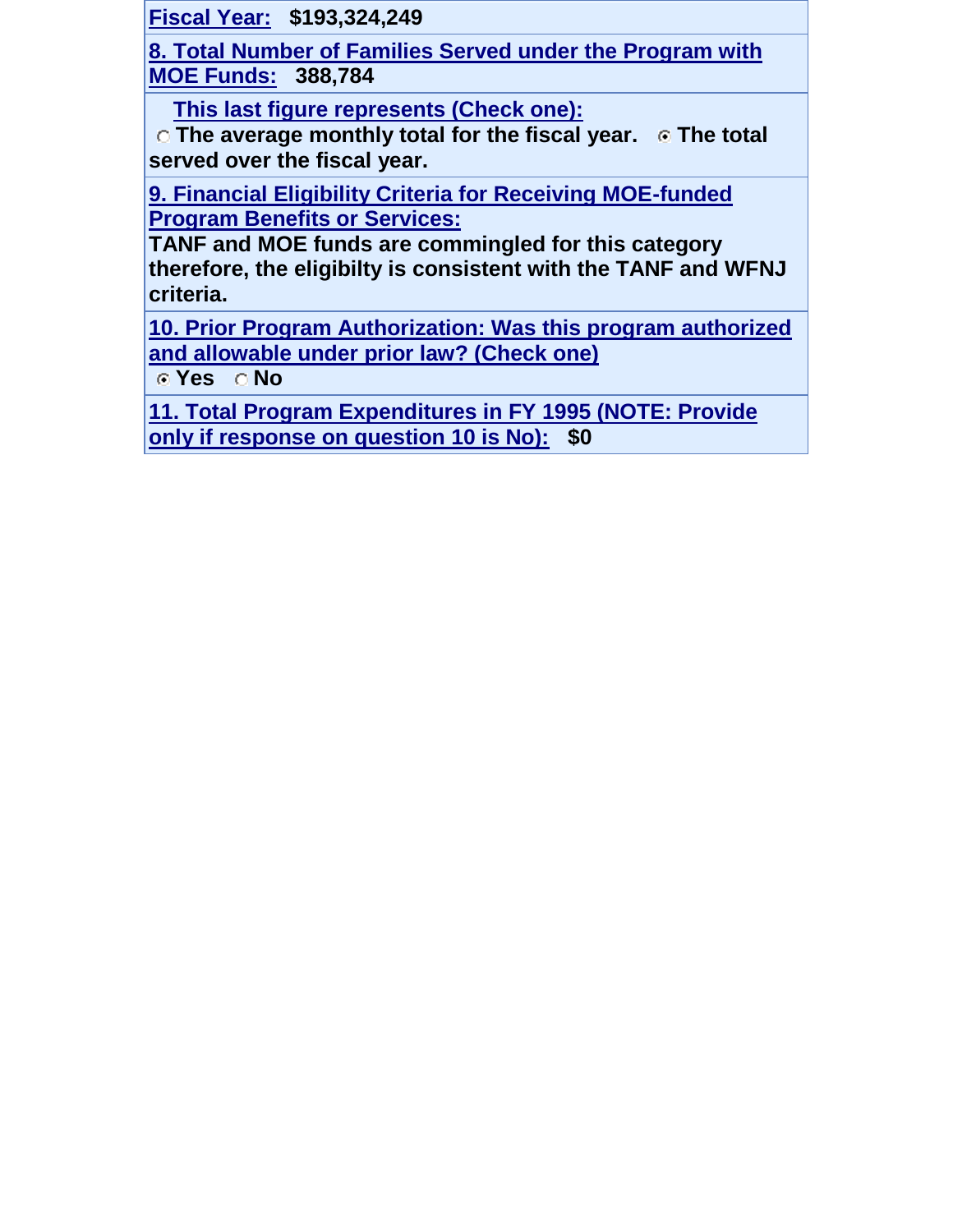**Fiscal Year:** **$193,324,249**

**8. Total Number of Families Served under the Program with MOE Funds:** **388,784**

**This last figure represents (Check one):**
○ **The average monthly total for the fiscal year.** ◉ **The total served over the fiscal year.**

**9. Financial Eligibility Criteria for Receiving MOE-funded Program Benefits or Services:**
**TANF and MOE funds are commingled for this category therefore, the eligibilty is consistent with the TANF and WFNJ criteria.**

**10. Prior Program Authorization: Was this program authorized and allowable under prior law? (Check one)**
◉ **Yes** ○ **No**

**11. Total Program Expenditures in FY 1995 (NOTE: Provide only if response on question 10 is No):** **$0**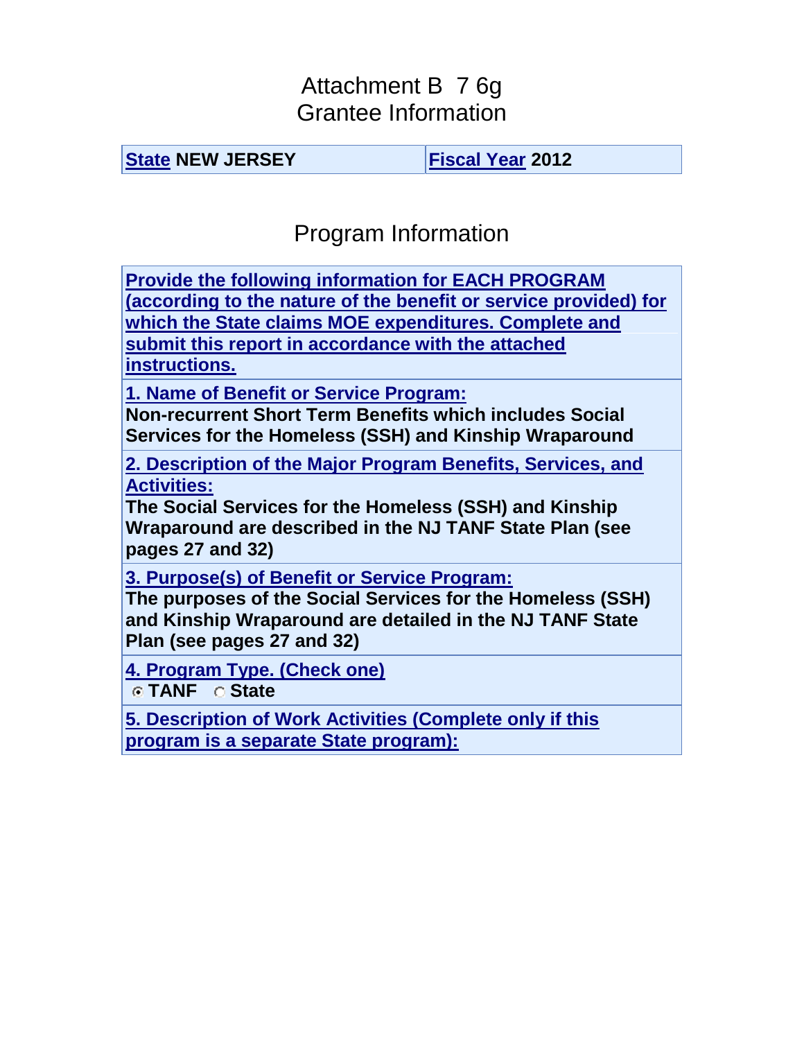# Attachment B 7 6g
# Grantee Information

| **State** NEW JERSEY | **Fiscal Year** 2012 |
|---|---|

## Program Information

**Provide the following information for EACH PROGRAM (according to the nature of the benefit or service provided) for which the State claims MOE expenditures. Complete and submit this report in accordance with the attached instructions.**

**1. Name of Benefit or Service Program:**
**Non-recurrent Short Term Benefits which includes Social Services for the Homeless (SSH) and Kinship Wraparound**

**2. Description of the Major Program Benefits, Services, and Activities:**
**The Social Services for the Homeless (SSH) and Kinship Wraparound are described in the NJ TANF State Plan (see pages 27 and 32)**

**3. Purpose(s) of Benefit or Service Program:**
**The purposes of the Social Services for the Homeless (SSH) and Kinship Wraparound are detailed in the NJ TANF State Plan (see pages 27 and 32)**

**4. Program Type. (Check one)**
◉ **TANF** ○ **State**

**5. Description of Work Activities (Complete only if this program is a separate State program):**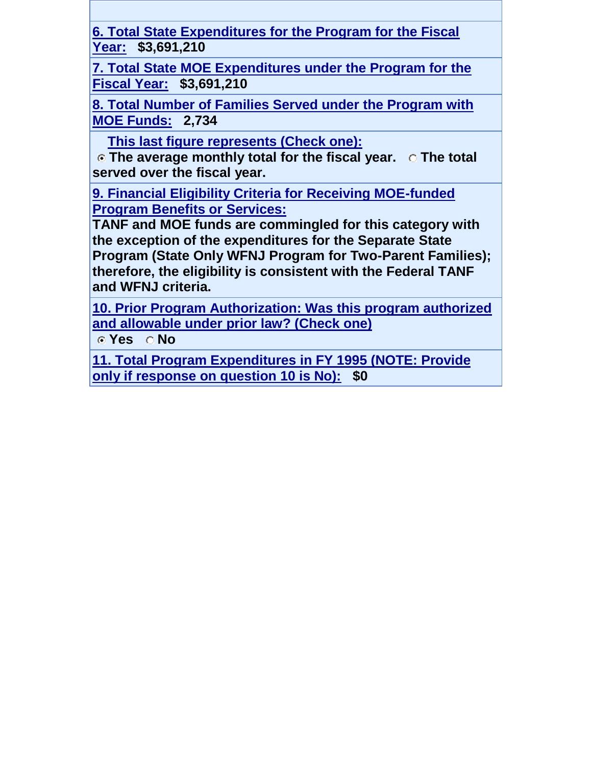**6. Total State Expenditures for the Program for the Fiscal Year:** **$3,691,210**

**7. Total State MOE Expenditures under the Program for the Fiscal Year:** **$3,691,210**

**8. Total Number of Families Served under the Program with MOE Funds:** **2,734**

**This last figure represents (Check one):**

◉ **The average monthly total for the fiscal year.** ○ **The total served over the fiscal year.**

**9. Financial Eligibility Criteria for Receiving MOE-funded Program Benefits or Services:**

**TANF and MOE funds are commingled for this category with the exception of the expenditures for the Separate State Program (State Only WFNJ Program for Two-Parent Families); therefore, the eligibility is consistent with the Federal TANF and WFNJ criteria.**

**10. Prior Program Authorization: Was this program authorized and allowable under prior law? (Check one)**

◉ **Yes** ○ **No**

**11. Total Program Expenditures in FY 1995 (NOTE: Provide only if response on question 10 is No):** **$0**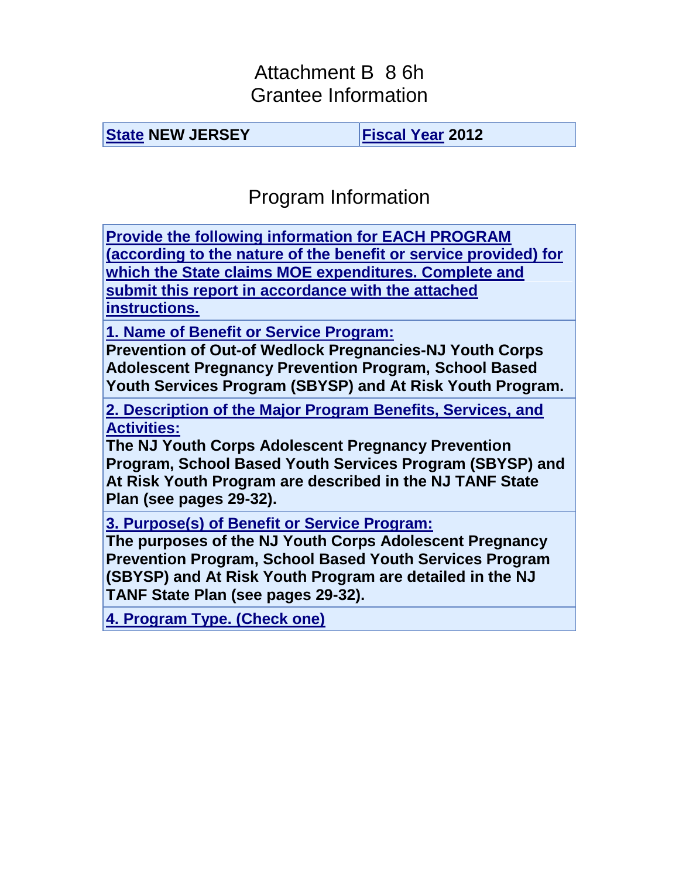# Attachment B 8 6h
# Grantee Information

| | |
|---|---|
| **State NEW JERSEY** | **Fiscal Year 2012** |

## Program Information

| |
|---|
| **Provide the following information for EACH PROGRAM (according to the nature of the benefit or service provided) for which the State claims MOE expenditures. Complete and submit this report in accordance with the attached instructions.** |
| **1. Name of Benefit or Service Program:** Prevention of Out-of Wedlock Pregnancies-NJ Youth Corps Adolescent Pregnancy Prevention Program, School Based Youth Services Program (SBYSP) and At Risk Youth Program. |
| **2. Description of the Major Program Benefits, Services, and Activities:** The NJ Youth Corps Adolescent Pregnancy Prevention Program, School Based Youth Services Program (SBYSP) and At Risk Youth Program are described in the NJ TANF State Plan (see pages 29-32). |
| **3. Purpose(s) of Benefit or Service Program:** The purposes of the NJ Youth Corps Adolescent Pregnancy Prevention Program, School Based Youth Services Program (SBYSP) and At Risk Youth Program are detailed in the NJ TANF State Plan (see pages 29-32). |
| **4. Program Type. (Check one)** |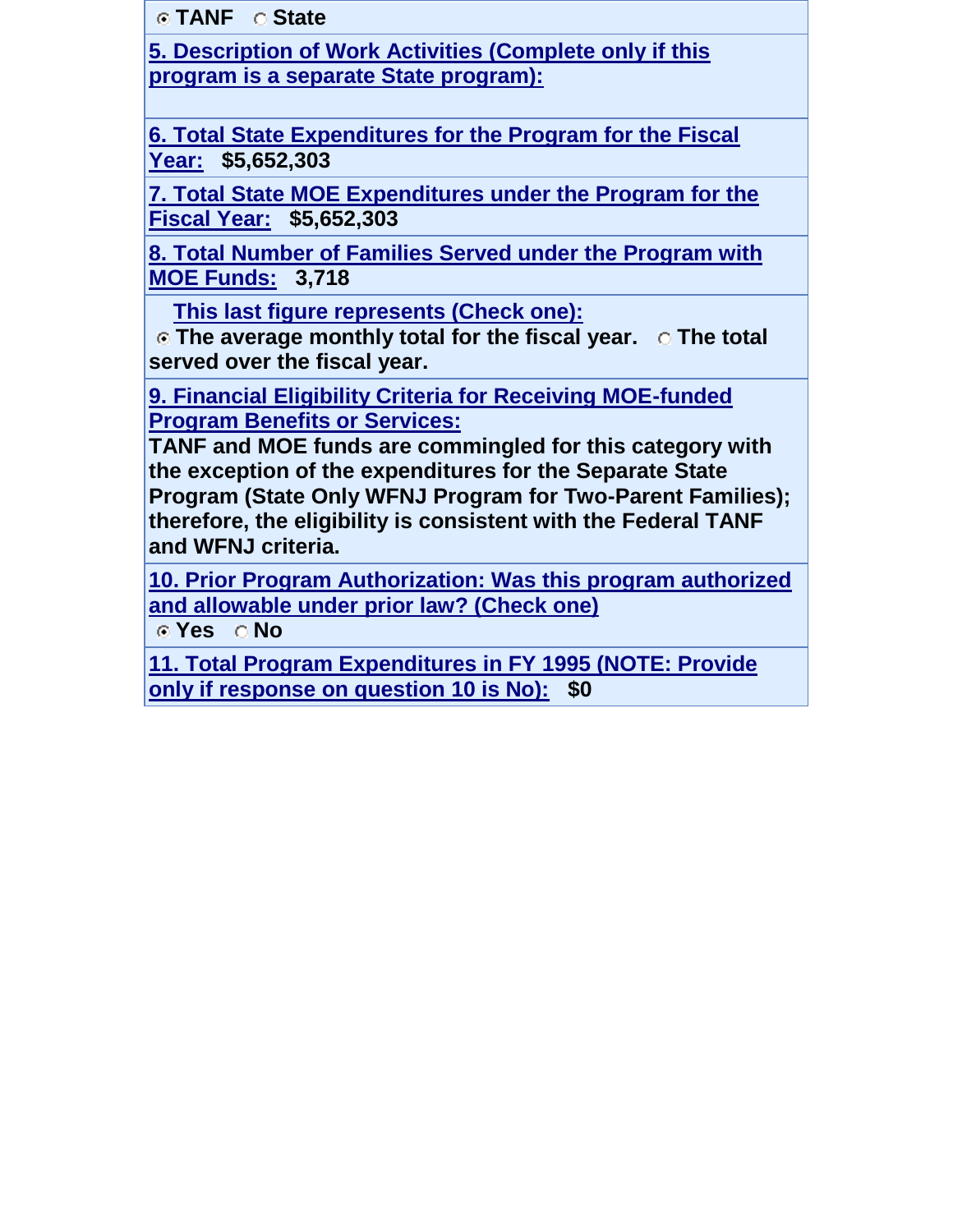◉ TANF ○ State

**5. Description of Work Activities (Complete only if this program is a separate State program):**

**6. Total State Expenditures for the Program for the Fiscal Year:** **$5,652,303**

**7. Total State MOE Expenditures under the Program for the Fiscal Year:** **$5,652,303**

**8. Total Number of Families Served under the Program with MOE Funds:** **3,718**

**This last figure represents (Check one):**

◉ **The average monthly total for the fiscal year.** ○ **The total served over the fiscal year.**

**9. Financial Eligibility Criteria for Receiving MOE-funded Program Benefits or Services:**

**TANF and MOE funds are commingled for this category with the exception of the expenditures for the Separate State Program (State Only WFNJ Program for Two-Parent Families); therefore, the eligibility is consistent with the Federal TANF and WFNJ criteria.**

**10. Prior Program Authorization: Was this program authorized and allowable under prior law? (Check one)**

◉ **Yes** ○ **No**

**11. Total Program Expenditures in FY 1995 (NOTE: Provide only if response on question 10 is No):** **$0**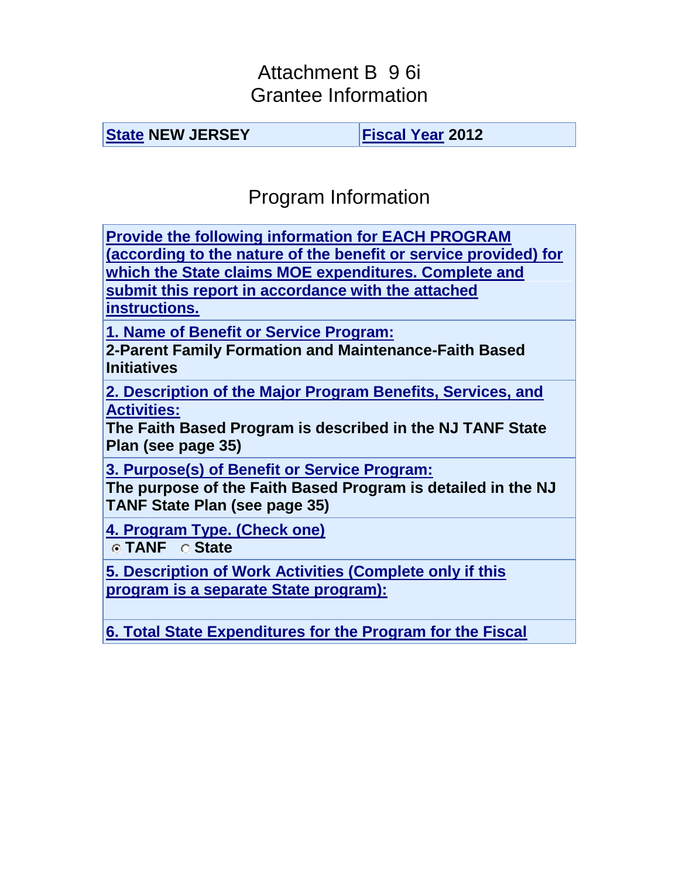# Attachment B 9 6i
# Grantee Information

| **State** NEW JERSEY | **Fiscal Year** 2012 |
|---|---|

## Program Information

**Provide the following information for EACH PROGRAM (according to the nature of the benefit or service provided) for which the State claims MOE expenditures. Complete and submit this report in accordance with the attached instructions.**

**1. Name of Benefit or Service Program:**
**2-Parent Family Formation and Maintenance-Faith Based Initiatives**

**2. Description of the Major Program Benefits, Services, and Activities:**
**The Faith Based Program is described in the NJ TANF State Plan (see page 35)**

**3. Purpose(s) of Benefit or Service Program:**
**The purpose of the Faith Based Program is detailed in the NJ TANF State Plan (see page 35)**

**4. Program Type. (Check one)**
◉ **TANF** ○ **State**

**5. Description of Work Activities (Complete only if this program is a separate State program):**

**6. Total State Expenditures for the Program for the Fiscal**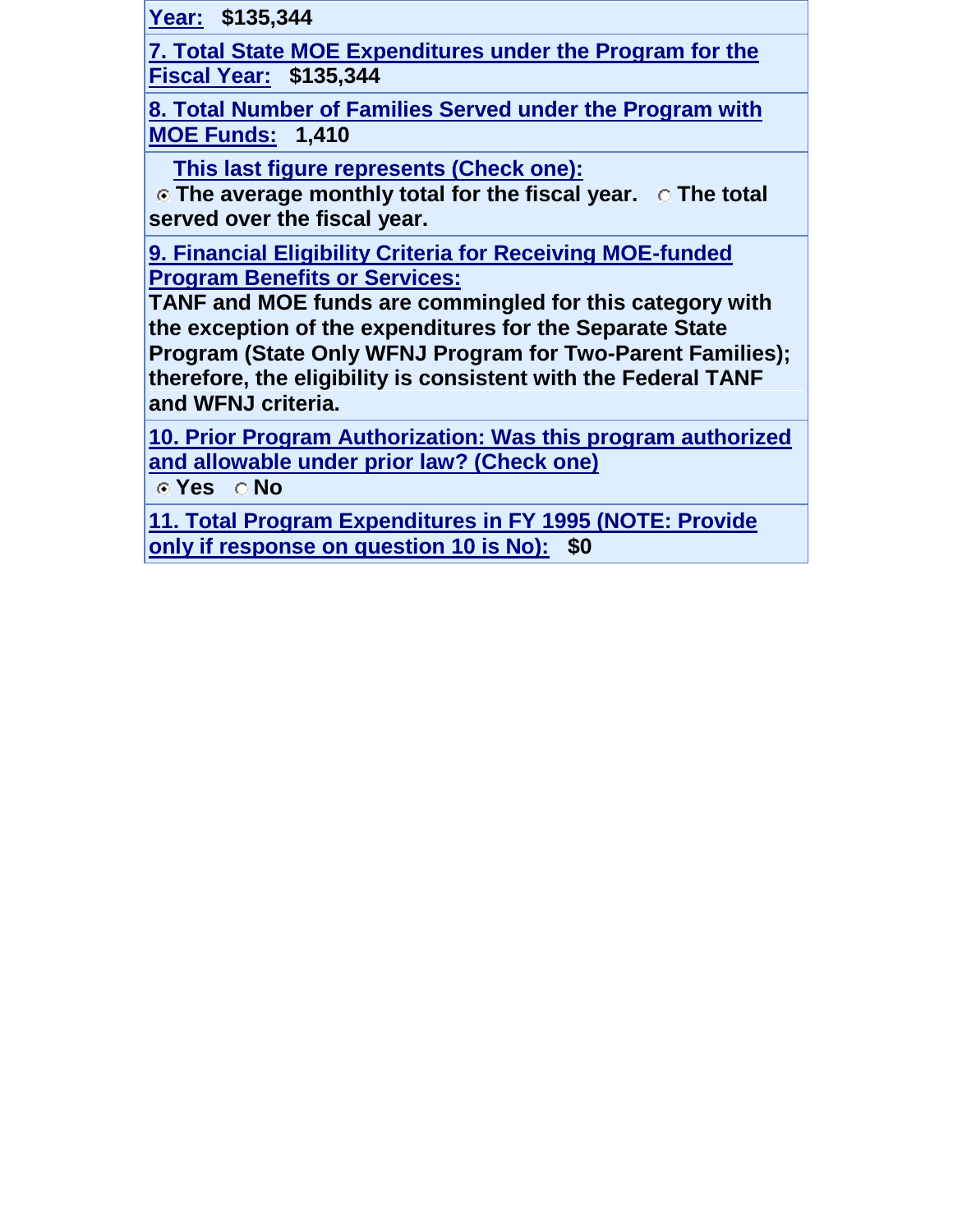**Year:** $135,344

**7. Total State MOE Expenditures under the Program for the Fiscal Year:** $135,344

**8. Total Number of Families Served under the Program with MOE Funds:** 1,410

**This last figure represents (Check one):**

◉ The average monthly total for the fiscal year. ○ The total served over the fiscal year.

**9. Financial Eligibility Criteria for Receiving MOE-funded Program Benefits or Services:**

TANF and MOE funds are commingled for this category with the exception of the expenditures for the Separate State Program (State Only WFNJ Program for Two-Parent Families); therefore, the eligibility is consistent with the Federal TANF and WFNJ criteria.

**10. Prior Program Authorization: Was this program authorized and allowable under prior law? (Check one)**

◉ Yes ○ No

**11. Total Program Expenditures in FY 1995 (NOTE: Provide only if response on question 10 is No):** $0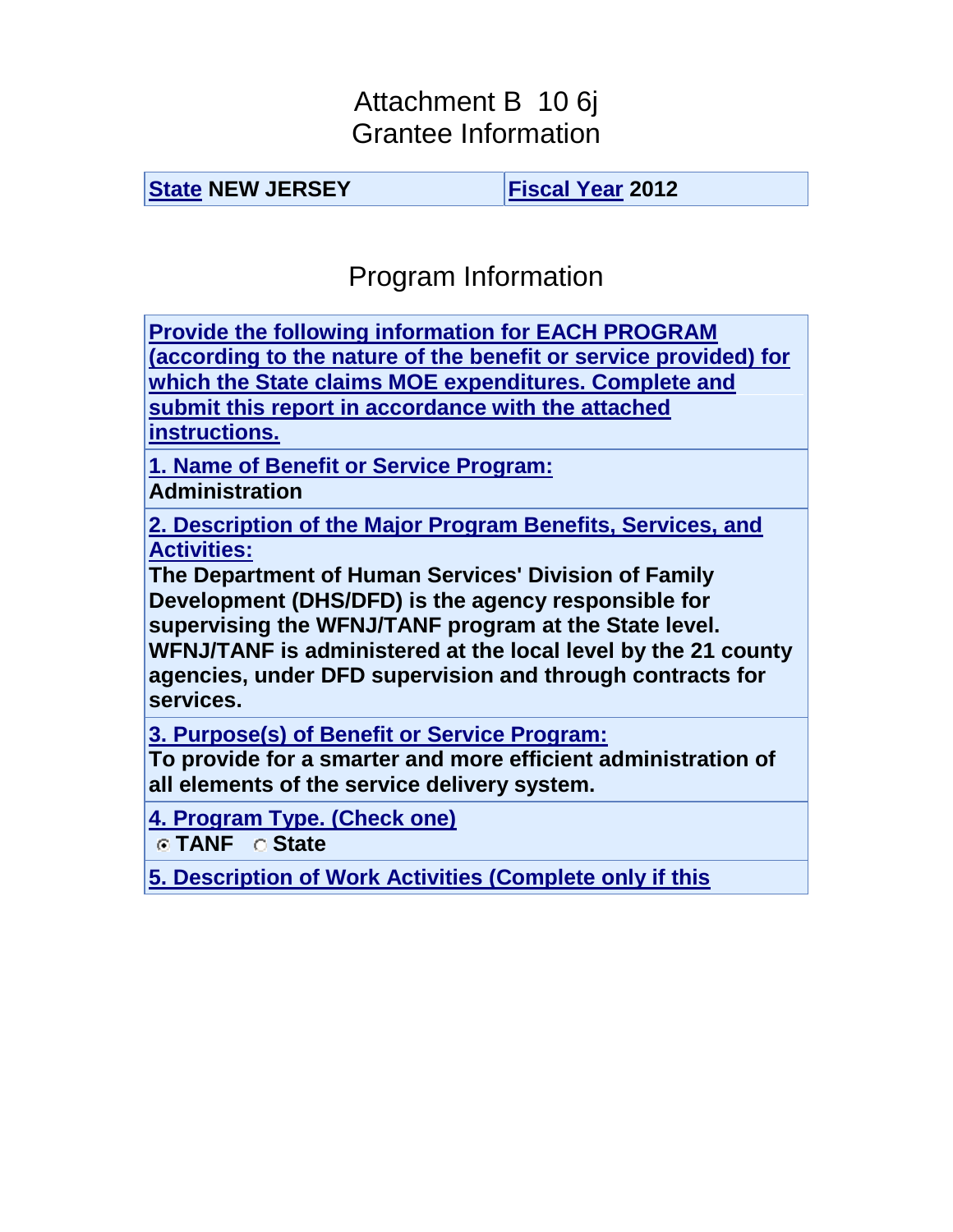# Attachment B 10 6j
# Grantee Information

| **State** NEW JERSEY | **Fiscal Year** 2012 |
|---|---|

## Program Information

**Provide the following information for EACH PROGRAM (according to the nature of the benefit or service provided) for which the State claims MOE expenditures. Complete and submit this report in accordance with the attached instructions.**

**1. Name of Benefit or Service Program:**
**Administration**

**2. Description of the Major Program Benefits, Services, and Activities:**
**The Department of Human Services' Division of Family Development (DHS/DFD) is the agency responsible for supervising the WFNJ/TANF program at the State level. WFNJ/TANF is administered at the local level by the 21 county agencies, under DFD supervision and through contracts for services.**

**3. Purpose(s) of Benefit or Service Program:**
**To provide for a smarter and more efficient administration of all elements of the service delivery system.**

**4. Program Type. (Check one)**
◉ **TANF** ○ **State**

**5. Description of Work Activities (Complete only if this**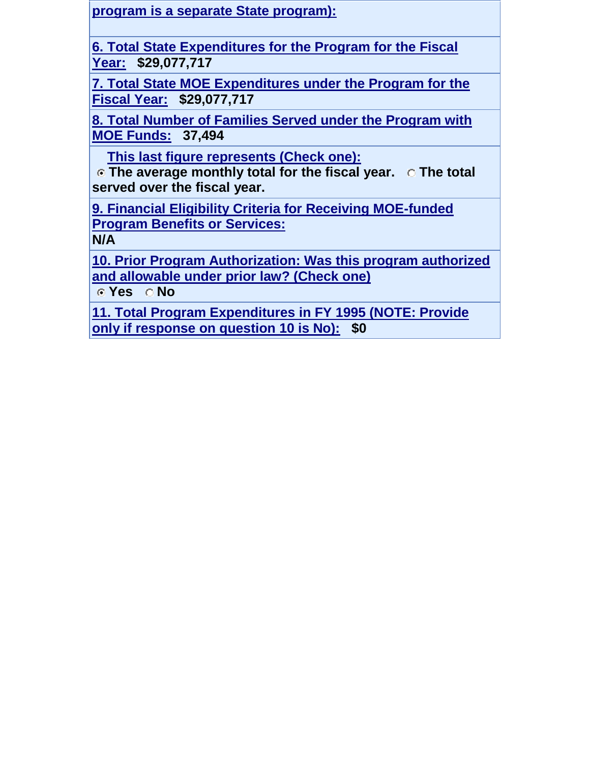**program is a separate State program):**

**6. Total State Expenditures for the Program for the Fiscal Year:** **$29,077,717**

**7. Total State MOE Expenditures under the Program for the Fiscal Year:** **$29,077,717**

**8. Total Number of Families Served under the Program with MOE Funds:** **37,494**

**This last figure represents (Check one):**

◉ **The average monthly total for the fiscal year.** ○ **The total served over the fiscal year.**

**9. Financial Eligibility Criteria for Receiving MOE-funded Program Benefits or Services:**

**N/A**

**10. Prior Program Authorization: Was this program authorized and allowable under prior law? (Check one)**

◉ **Yes** ○ **No**

**11. Total Program Expenditures in FY 1995 (NOTE: Provide only if response on question 10 is No):** **$0**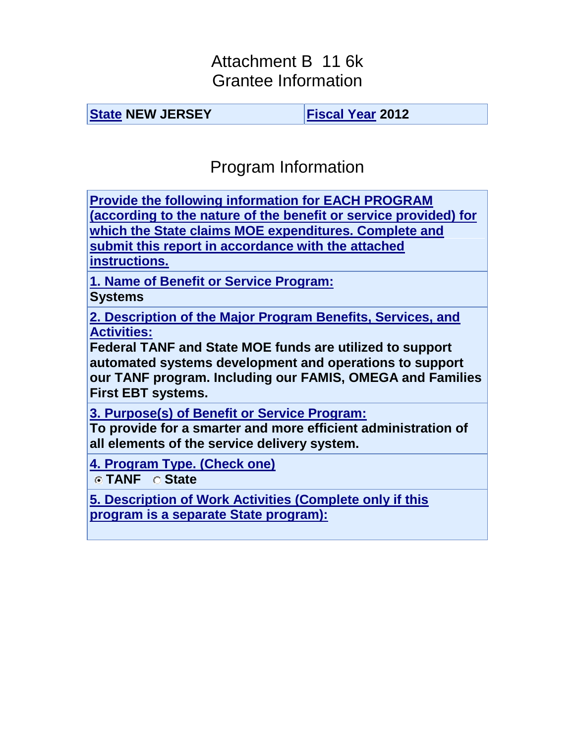# Attachment B 11 6k
# Grantee Information

| **State** NEW JERSEY | **Fiscal Year** 2012 |
|---|---|

## Program Information

**Provide the following information for EACH PROGRAM (according to the nature of the benefit or service provided) for which the State claims MOE expenditures. Complete and submit this report in accordance with the attached instructions.**

**1. Name of Benefit or Service Program:**
**Systems**

**2. Description of the Major Program Benefits, Services, and Activities:**
**Federal TANF and State MOE funds are utilized to support automated systems development and operations to support our TANF program. Including our FAMIS, OMEGA and Families First EBT systems.**

**3. Purpose(s) of Benefit or Service Program:**
**To provide for a smarter and more efficient administration of all elements of the service delivery system.**

**4. Program Type. (Check one)**
◉ **TANF** ○ **State**

**5. Description of Work Activities (Complete only if this program is a separate State program):**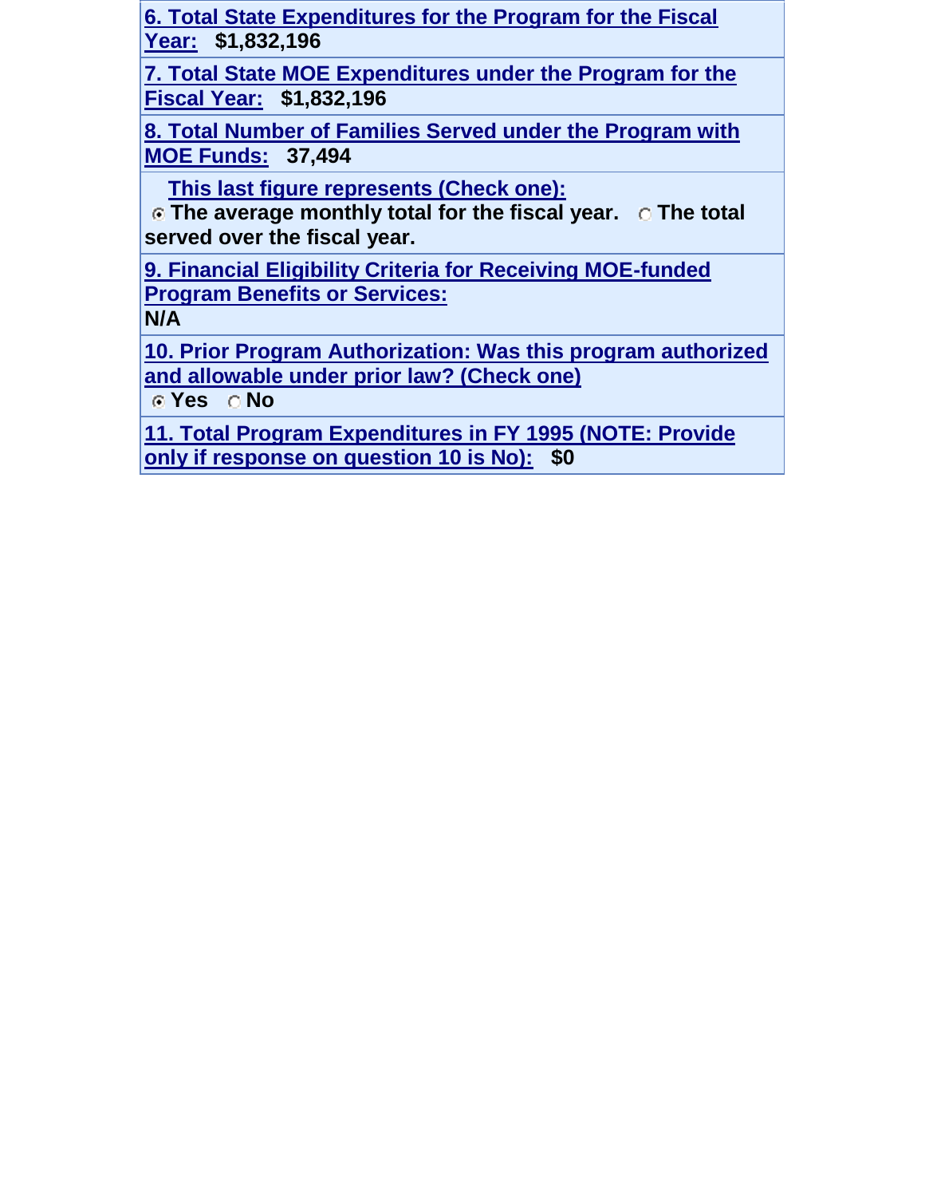**6. Total State Expenditures for the Program for the Fiscal Year:** $1,832,196

**7. Total State MOE Expenditures under the Program for the Fiscal Year:** $1,832,196

**8. Total Number of Families Served under the Program with MOE Funds:** 37,494

**This last figure represents (Check one):**

- (●) The average monthly total for the fiscal year.
- ( ) The total served over the fiscal year.

**9. Financial Eligibility Criteria for Receiving MOE-funded Program Benefits or Services:**

N/A

**10. Prior Program Authorization: Was this program authorized and allowable under prior law? (Check one)**

- (●) Yes
- ( ) No

**11. Total Program Expenditures in FY 1995 (NOTE: Provide only if response on question 10 is No):** $0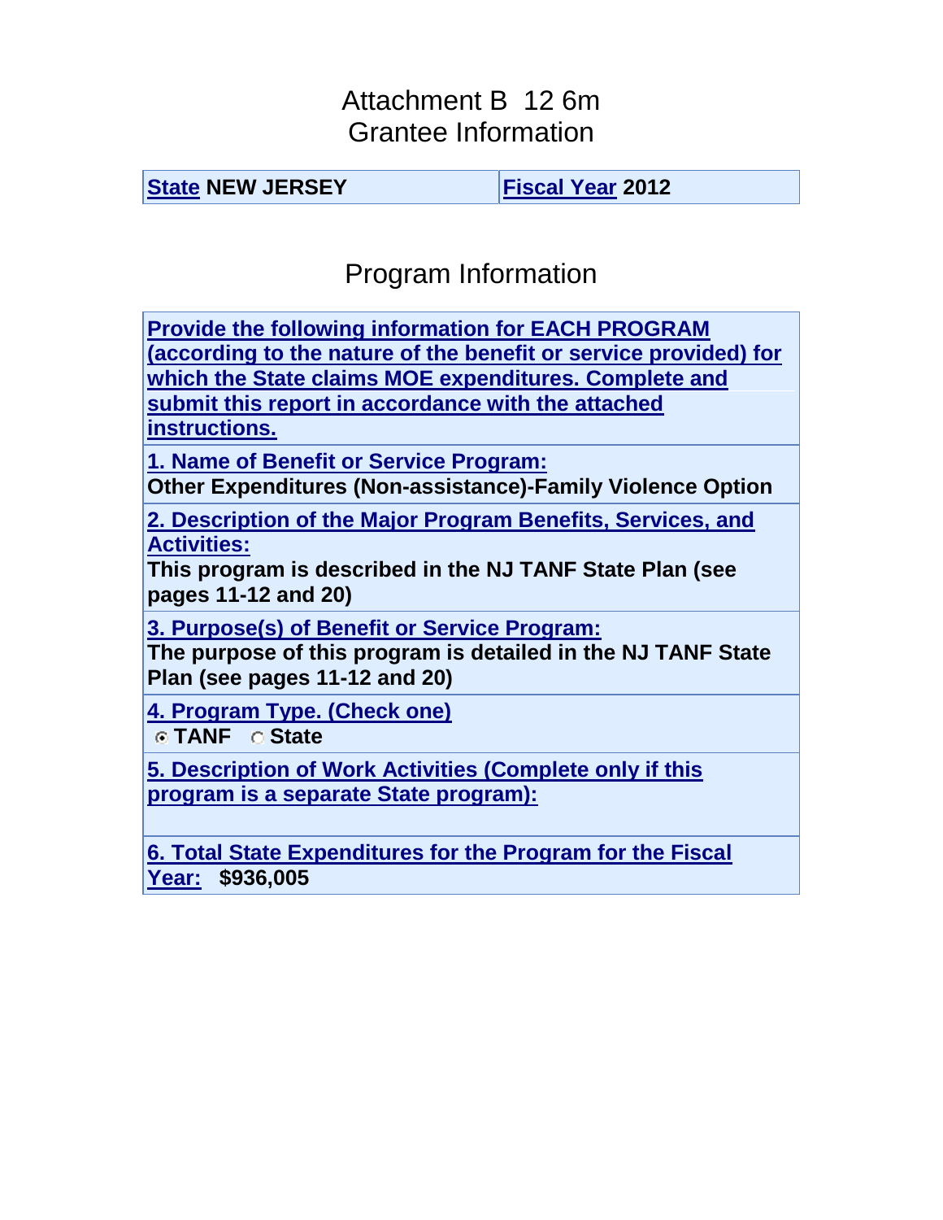# Attachment B 12 6m
## Grantee Information

| State NEW JERSEY | Fiscal Year 2012 |
|---|---|

## Program Information

**Provide the following information for EACH PROGRAM (according to the nature of the benefit or service provided) for which the State claims MOE expenditures. Complete and submit this report in accordance with the attached instructions.**

**1. Name of Benefit or Service Program:**
**Other Expenditures (Non-assistance)-Family Violence Option**

**2. Description of the Major Program Benefits, Services, and Activities:**
**This program is described in the NJ TANF State Plan (see pages 11-12 and 20)**

**3. Purpose(s) of Benefit or Service Program:**
**The purpose of this program is detailed in the NJ TANF State Plan (see pages 11-12 and 20)**

**4. Program Type. (Check one)**
◉ **TANF** ○ **State**

**5. Description of Work Activities (Complete only if this program is a separate State program):**

**6. Total State Expenditures for the Program for the Fiscal Year:** **$936,005**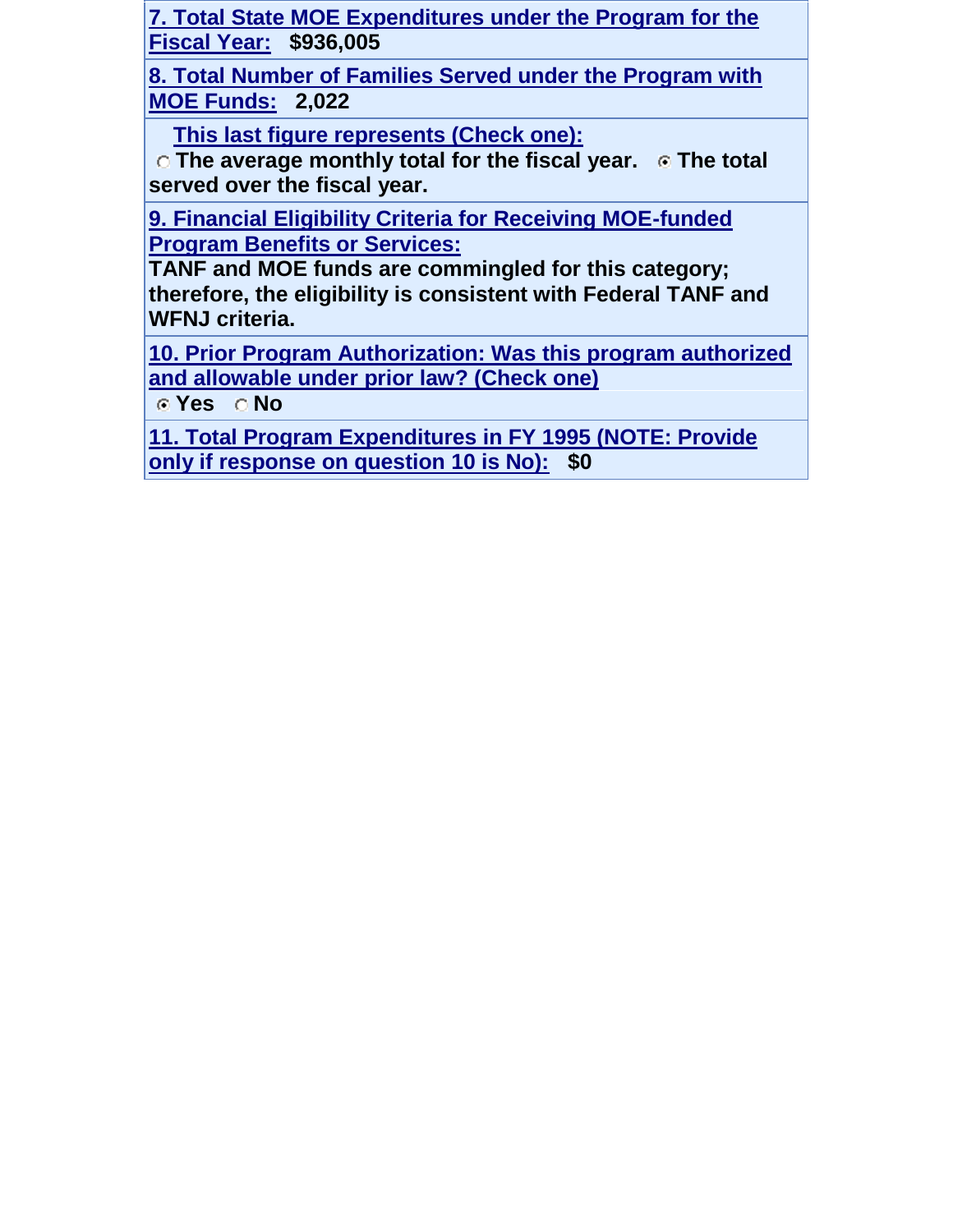**7. Total State MOE Expenditures under the Program for the Fiscal Year:** **$936,005**

**8. Total Number of Families Served under the Program with MOE Funds:** **2,022**

**This last figure represents (Check one):**

○ **The average monthly total for the fiscal year.** ◉ **The total served over the fiscal year.**

**9. Financial Eligibility Criteria for Receiving MOE-funded Program Benefits or Services:**

**TANF and MOE funds are commingled for this category; therefore, the eligibility is consistent with Federal TANF and WFNJ criteria.**

**10. Prior Program Authorization: Was this program authorized and allowable under prior law? (Check one)**

◉ **Yes** ○ **No**

**11. Total Program Expenditures in FY 1995 (NOTE: Provide only if response on question 10 is No):** **$0**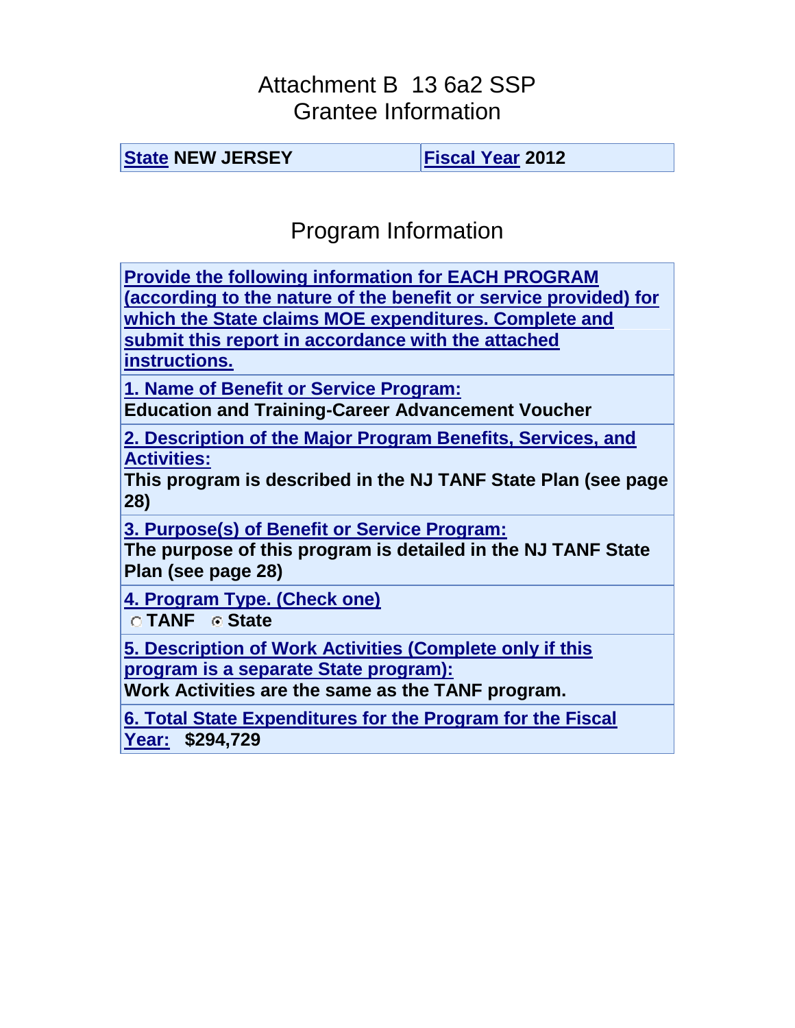# Attachment B 13 6a2 SSP
# Grantee Information

| State NEW JERSEY | Fiscal Year 2012 |
|---|---|

## Program Information

**Provide the following information for EACH PROGRAM (according to the nature of the benefit or service provided) for which the State claims MOE expenditures. Complete and submit this report in accordance with the attached instructions.**

**1. Name of Benefit or Service Program:**
**Education and Training-Career Advancement Voucher**

**2. Description of the Major Program Benefits, Services, and Activities:**
**This program is described in the NJ TANF State Plan (see page 28)**

**3. Purpose(s) of Benefit or Service Program:**
**The purpose of this program is detailed in the NJ TANF State Plan (see page 28)**

**4. Program Type. (Check one)**
○ **TANF** ◉ **State**

**5. Description of Work Activities (Complete only if this program is a separate State program):**
**Work Activities are the same as the TANF program.**

**6. Total State Expenditures for the Program for the Fiscal Year:** **$294,729**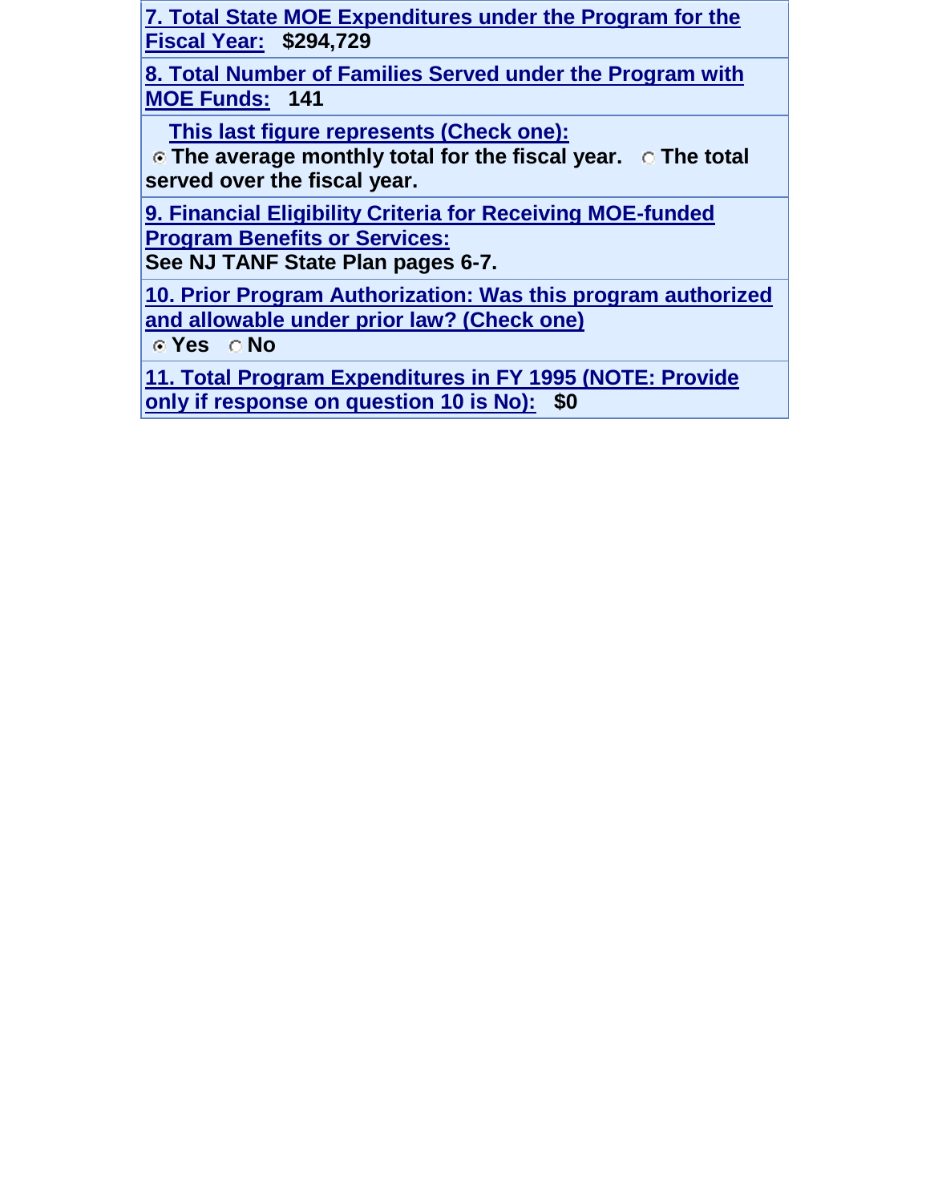**7. Total State MOE Expenditures under the Program for the Fiscal Year:** $294,729

**8. Total Number of Families Served under the Program with MOE Funds:** 141

**This last figure represents (Check one):**

(x) The average monthly total for the fiscal year. ( ) The total served over the fiscal year.

**9. Financial Eligibility Criteria for Receiving MOE-funded Program Benefits or Services:**

See NJ TANF State Plan pages 6-7.

**10. Prior Program Authorization: Was this program authorized and allowable under prior law? (Check one)**

(x) Yes ( ) No

**11. Total Program Expenditures in FY 1995 (NOTE: Provide only if response on question 10 is No):** $0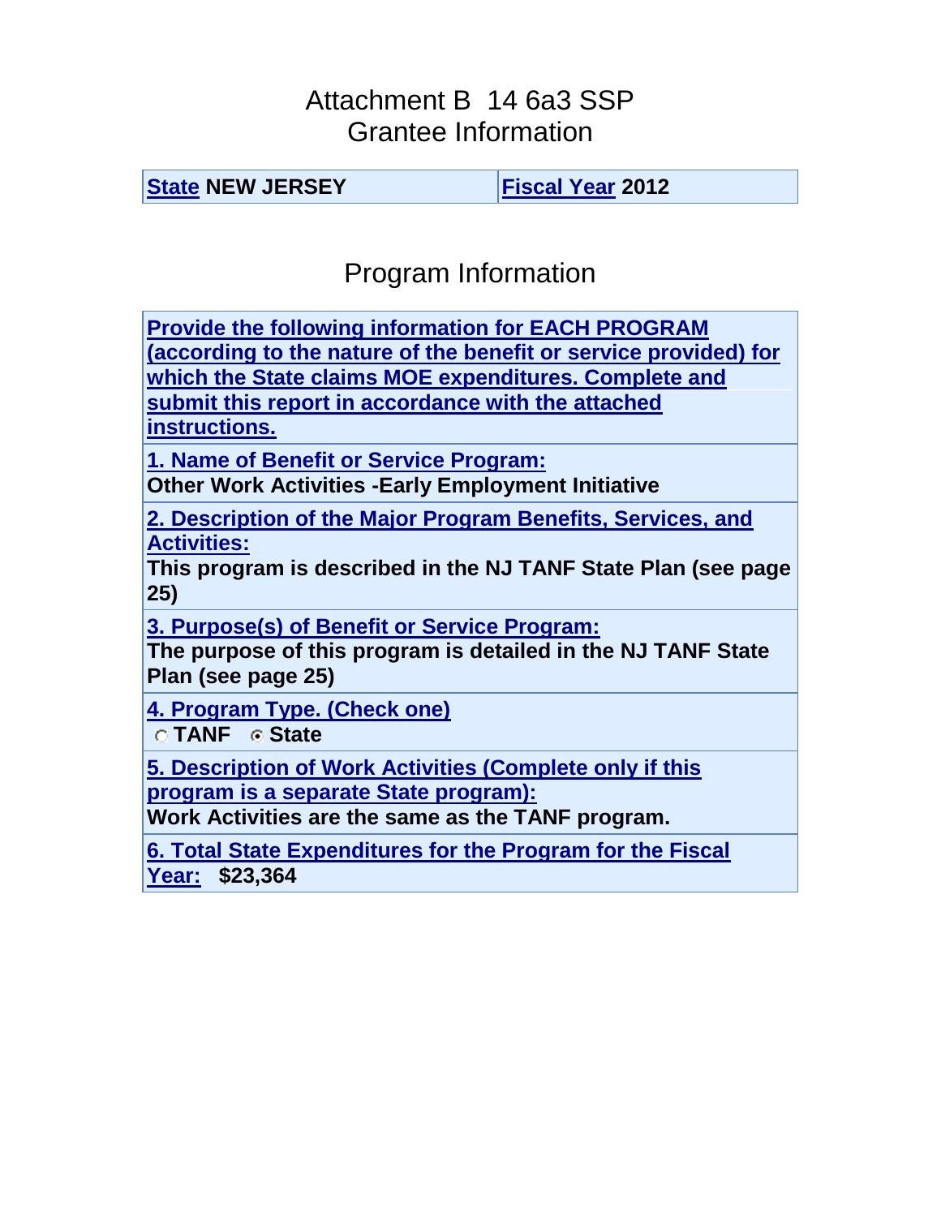# Attachment B 14 6a3 SSP
# Grantee Information

| State NEW JERSEY | Fiscal Year 2012 |
|---|---|

## Program Information

**Provide the following information for EACH PROGRAM (according to the nature of the benefit or service provided) for which the State claims MOE expenditures. Complete and submit this report in accordance with the attached instructions.**

**1. Name of Benefit or Service Program:**
**Other Work Activities -Early Employment Initiative**

**2. Description of the Major Program Benefits, Services, and Activities:**
**This program is described in the NJ TANF State Plan (see page 25)**

**3. Purpose(s) of Benefit or Service Program:**
**The purpose of this program is detailed in the NJ TANF State Plan (see page 25)**

**4. Program Type. (Check one)**
○ TANF ◉ State

**5. Description of Work Activities (Complete only if this program is a separate State program):**
**Work Activities are the same as the TANF program.**

**6. Total State Expenditures for the Program for the Fiscal Year: $23,364**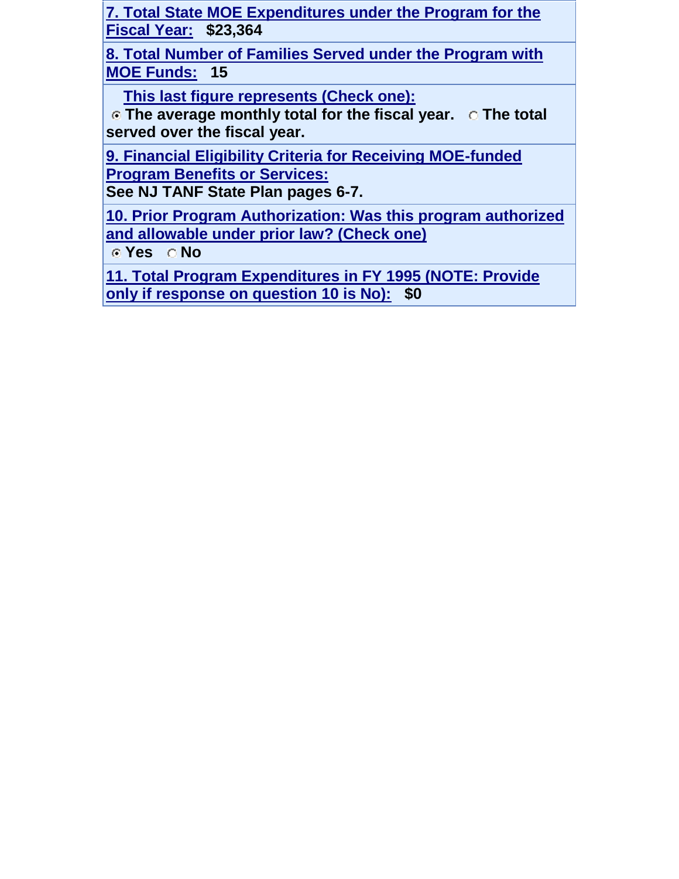**7. Total State MOE Expenditures under the Program for the Fiscal Year:** **$23,364**

**8. Total Number of Families Served under the Program with MOE Funds:** **15**

**This last figure represents (Check one):**

◉ **The average monthly total for the fiscal year.** ○ **The total served over the fiscal year.**

**9. Financial Eligibility Criteria for Receiving MOE-funded Program Benefits or Services:**

**See NJ TANF State Plan pages 6-7.**

**10. Prior Program Authorization: Was this program authorized and allowable under prior law? (Check one)**

◉ **Yes** ○ **No**

**11. Total Program Expenditures in FY 1995 (NOTE: Provide only if response on question 10 is No):** **$0**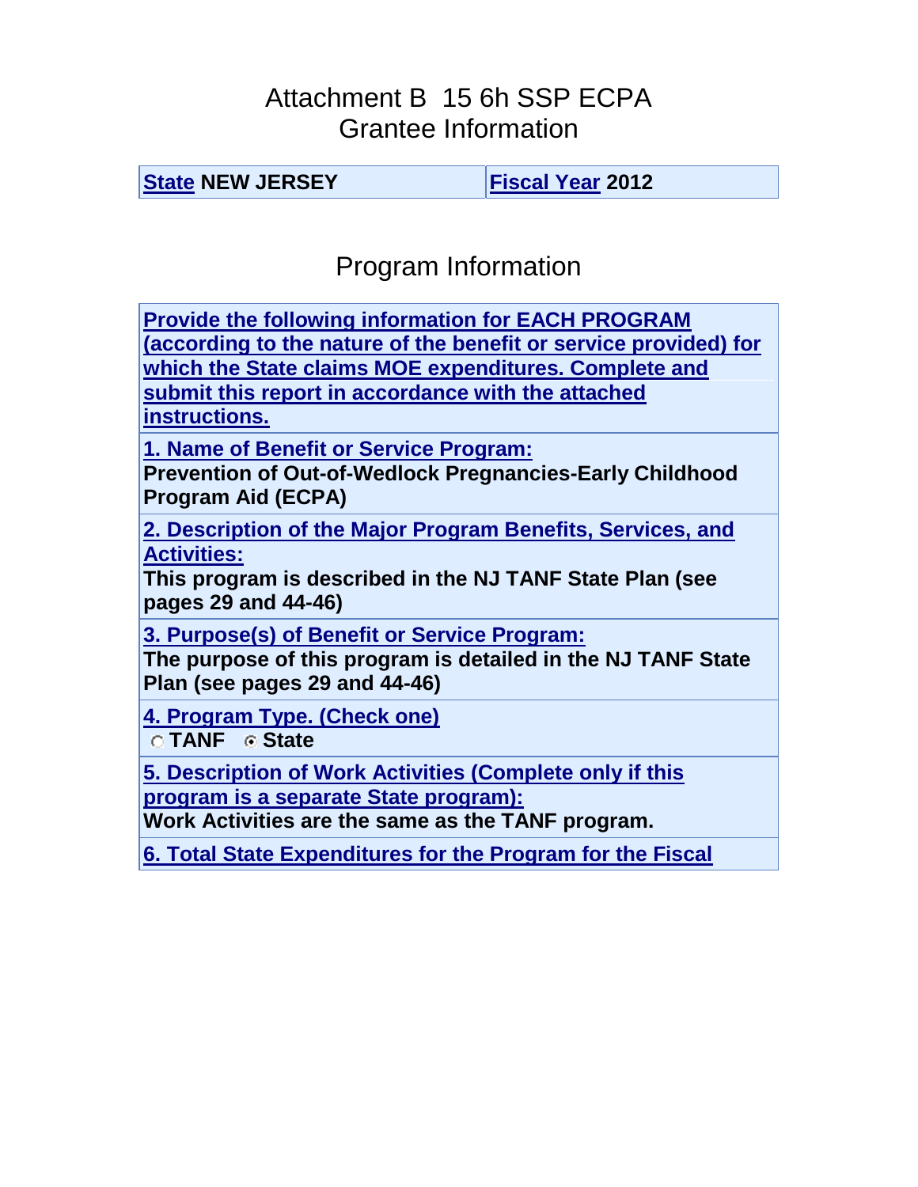# Attachment B 15 6h SSP ECPA
# Grantee Information

| State NEW JERSEY | Fiscal Year 2012 |
|---|---|

## Program Information

**Provide the following information for EACH PROGRAM (according to the nature of the benefit or service provided) for which the State claims MOE expenditures. Complete and submit this report in accordance with the attached instructions.**

**1. Name of Benefit or Service Program:**
**Prevention of Out-of-Wedlock Pregnancies-Early Childhood Program Aid (ECPA)**

**2. Description of the Major Program Benefits, Services, and Activities:**
**This program is described in the NJ TANF State Plan (see pages 29 and 44-46)**

**3. Purpose(s) of Benefit or Service Program:**
**The purpose of this program is detailed in the NJ TANF State Plan (see pages 29 and 44-46)**

**4. Program Type. (Check one)**
○ **TANF** ◉ **State**

**5. Description of Work Activities (Complete only if this program is a separate State program):**
**Work Activities are the same as the TANF program.**

**6. Total State Expenditures for the Program for the Fiscal**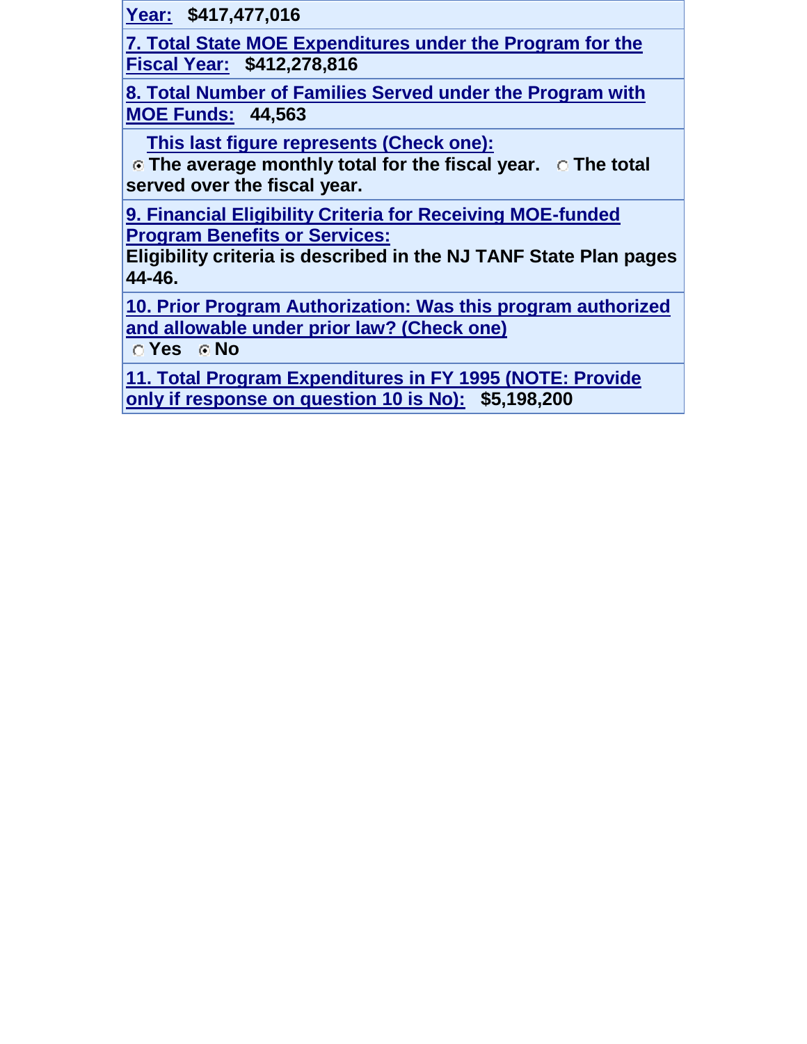**Year:** $417,477,016

**7. Total State MOE Expenditures under the Program for the Fiscal Year:** $412,278,816

**8. Total Number of Families Served under the Program with MOE Funds:** 44,563

**This last figure represents (Check one):**

◉ The average monthly total for the fiscal year. ○ The total served over the fiscal year.

**9. Financial Eligibility Criteria for Receiving MOE-funded Program Benefits or Services:**

Eligibility criteria is described in the NJ TANF State Plan pages 44-46.

**10. Prior Program Authorization: Was this program authorized and allowable under prior law? (Check one)**

○ Yes ◉ No

**11. Total Program Expenditures in FY 1995 (NOTE: Provide only if response on question 10 is No):** $5,198,200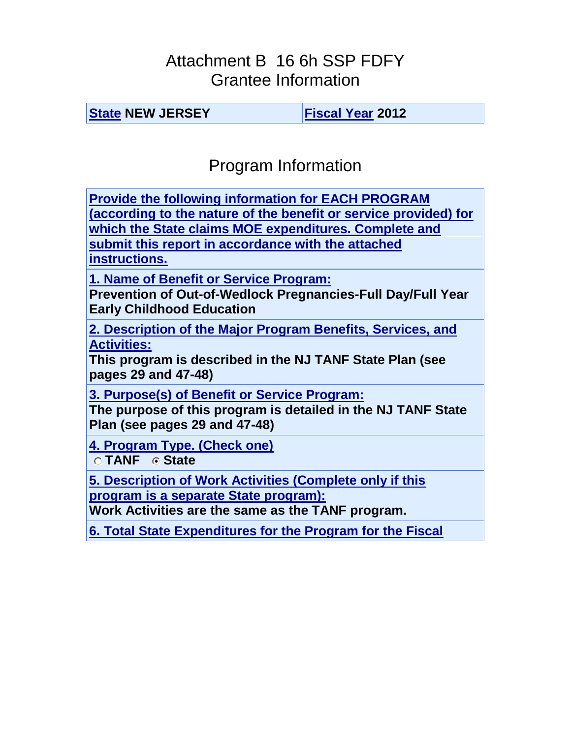# Attachment B 16 6h SSP FDFY
# Grantee Information

| **State** NEW JERSEY | **Fiscal Year** 2012 |
|---|---|

## Program Information

| |
|---|
| **Provide the following information for EACH PROGRAM (according to the nature of the benefit or service provided) for which the State claims MOE expenditures. Complete and submit this report in accordance with the attached instructions.** |
| **1. Name of Benefit or Service Program:**<br>**Prevention of Out-of-Wedlock Pregnancies-Full Day/Full Year Early Childhood Education** |
| **2. Description of the Major Program Benefits, Services, and Activities:**<br>**This program is described in the NJ TANF State Plan (see pages 29 and 47-48)** |
| **3. Purpose(s) of Benefit or Service Program:**<br>**The purpose of this program is detailed in the NJ TANF State Plan (see pages 29 and 47-48)** |
| **4. Program Type. (Check one)**<br>○ **TANF** ◉ **State** |
| **5. Description of Work Activities (Complete only if this program is a separate State program):**<br>**Work Activities are the same as the TANF program.** |
| **6. Total State Expenditures for the Program for the Fiscal** |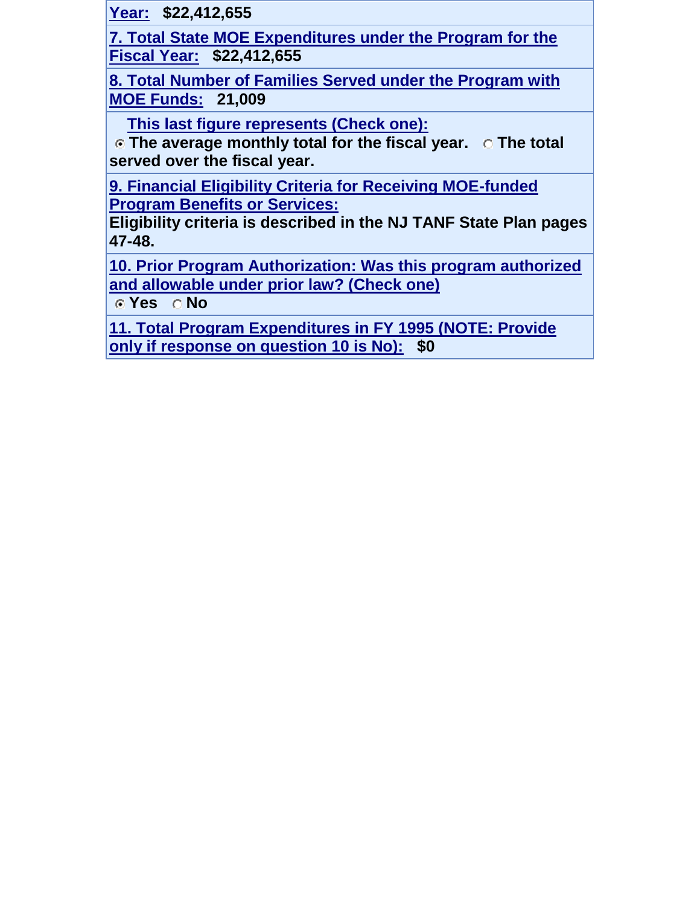**Year:** $22,412,655

**7. Total State MOE Expenditures under the Program for the Fiscal Year:** $22,412,655

**8. Total Number of Families Served under the Program with MOE Funds:** 21,009

**This last figure represents (Check one):**
◉ The average monthly total for the fiscal year. ○ The total served over the fiscal year.

**9. Financial Eligibility Criteria for Receiving MOE-funded Program Benefits or Services:**
Eligibility criteria is described in the NJ TANF State Plan pages 47-48.

**10. Prior Program Authorization: Was this program authorized and allowable under prior law? (Check one)**
◉ Yes ○ No

**11. Total Program Expenditures in FY 1995 (NOTE: Provide only if response on question 10 is No):** $0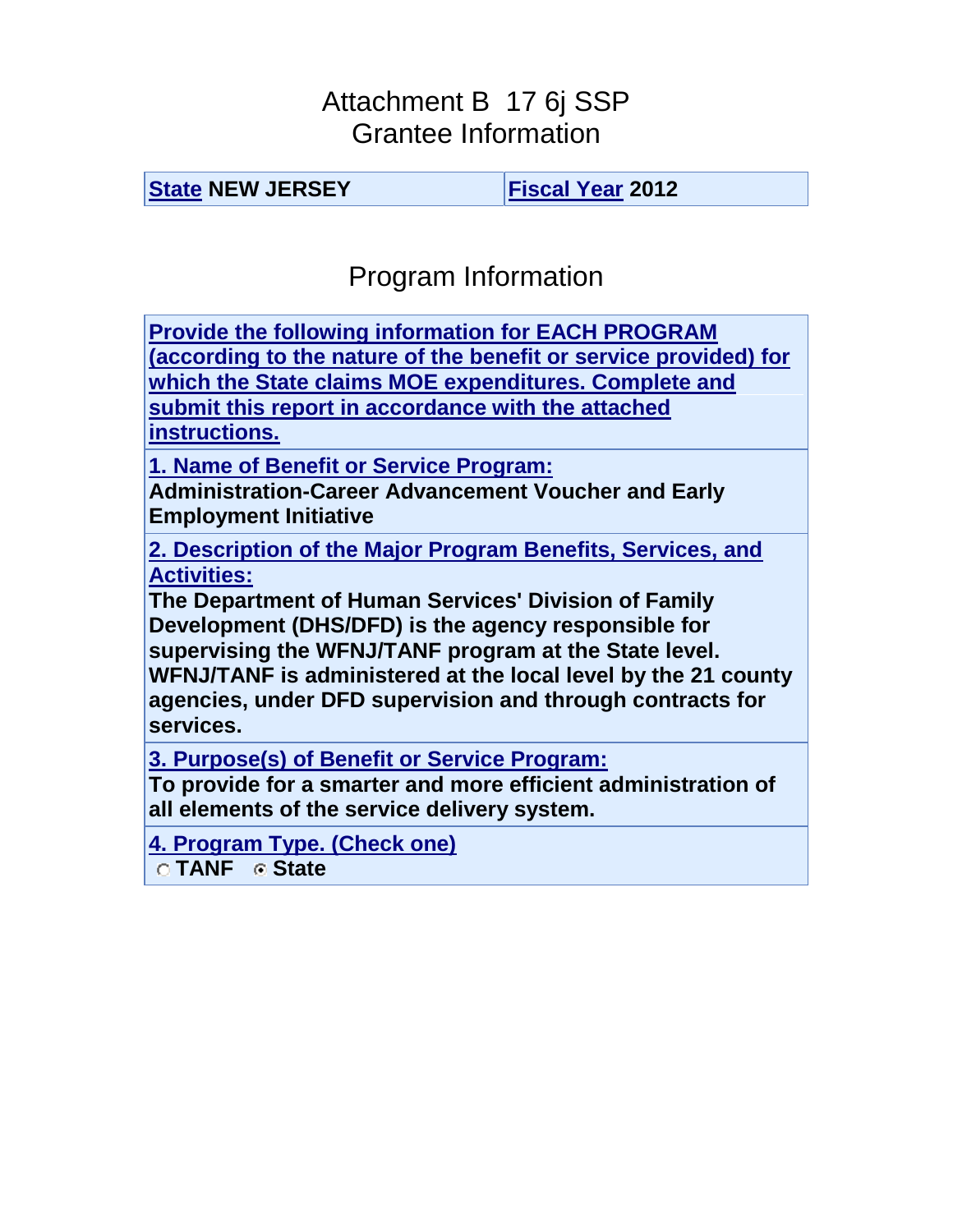# Attachment B 17 6j SSP
# Grantee Information

| | |
|---|---|
| **State** NEW JERSEY | **Fiscal Year** 2012 |

## Program Information

**Provide the following information for EACH PROGRAM (according to the nature of the benefit or service provided) for which the State claims MOE expenditures. Complete and submit this report in accordance with the attached instructions.**

**1. Name of Benefit or Service Program:**
**Administration-Career Advancement Voucher and Early Employment Initiative**

**2. Description of the Major Program Benefits, Services, and Activities:**
**The Department of Human Services' Division of Family Development (DHS/DFD) is the agency responsible for supervising the WFNJ/TANF program at the State level. WFNJ/TANF is administered at the local level by the 21 county agencies, under DFD supervision and through contracts for services.**

**3. Purpose(s) of Benefit or Service Program:**
**To provide for a smarter and more efficient administration of all elements of the service delivery system.**

**4. Program Type. (Check one)**
○ **TANF** ◉ **State**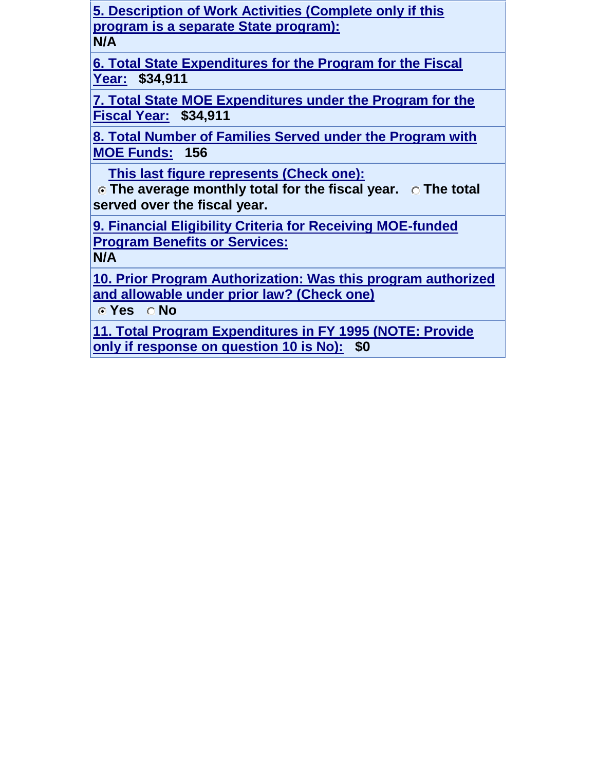**5. Description of Work Activities (Complete only if this program is a separate State program):**
**N/A**

**6. Total State Expenditures for the Program for the Fiscal Year:** **$34,911**

**7. Total State MOE Expenditures under the Program for the Fiscal Year:** **$34,911**

**8. Total Number of Families Served under the Program with MOE Funds:** **156**

**This last figure represents (Check one):**
◉ **The average monthly total for the fiscal year.** ○ **The total served over the fiscal year.**

**9. Financial Eligibility Criteria for Receiving MOE-funded Program Benefits or Services:**
**N/A**

**10. Prior Program Authorization: Was this program authorized and allowable under prior law? (Check one)**
◉ **Yes** ○ **No**

**11. Total Program Expenditures in FY 1995 (NOTE: Provide only if response on question 10 is No):** **$0**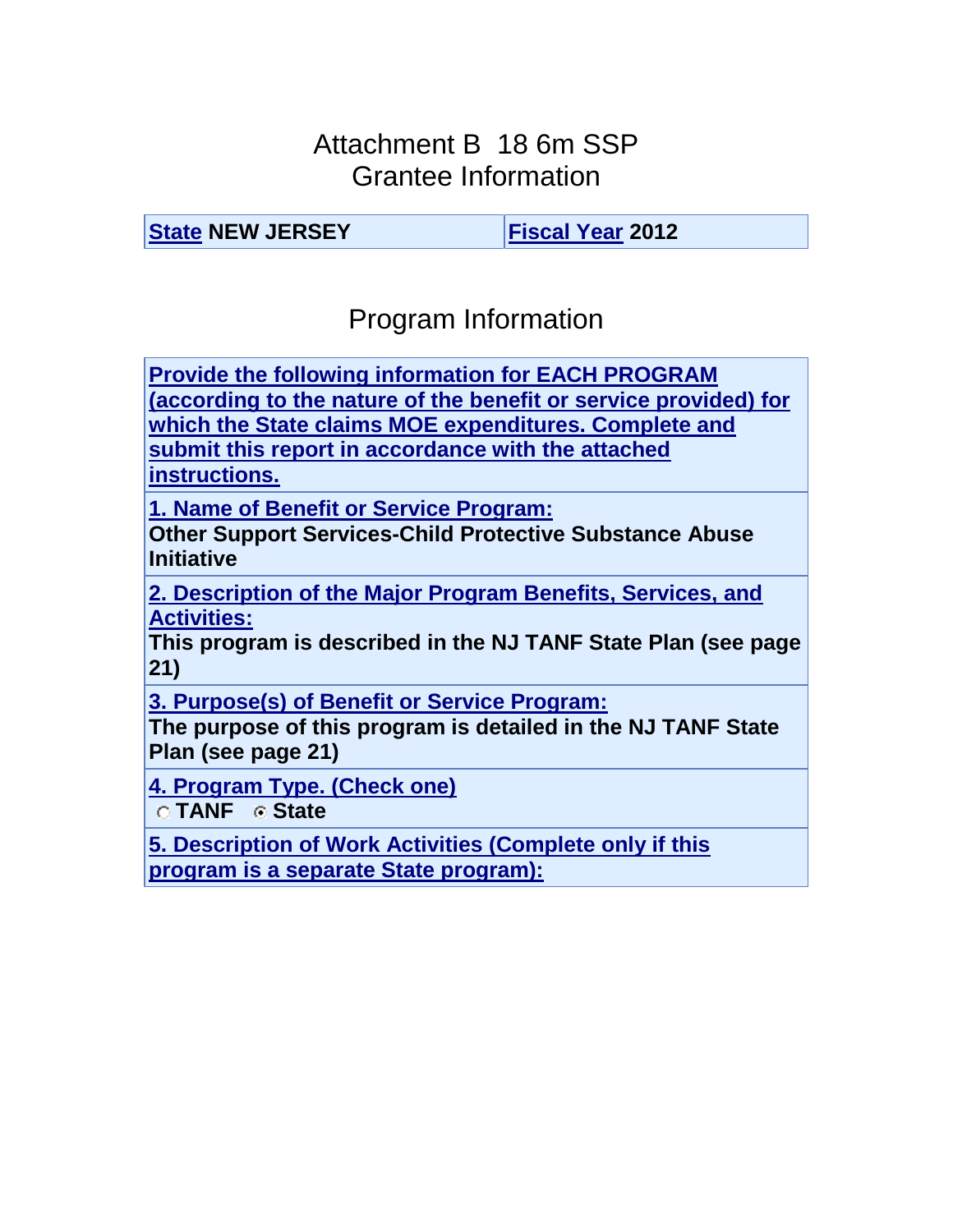# Attachment B 18 6m SSP
## Grantee Information

| **State** NEW JERSEY | **Fiscal Year** 2012 |
|---|---|

## Program Information

| |
|---|
| **Provide the following information for EACH PROGRAM (according to the nature of the benefit or service provided) for which the State claims MOE expenditures. Complete and submit this report in accordance with the attached instructions.** |
| **1. Name of Benefit or Service Program:**<br>**Other Support Services-Child Protective Substance Abuse Initiative** |
| **2. Description of the Major Program Benefits, Services, and Activities:**<br>**This program is described in the NJ TANF State Plan (see page 21)** |
| **3. Purpose(s) of Benefit or Service Program:**<br>**The purpose of this program is detailed in the NJ TANF State Plan (see page 21)** |
| **4. Program Type. (Check one)**<br>○ **TANF** ⦿ **State** |
| **5. Description of Work Activities (Complete only if this program is a separate State program):** |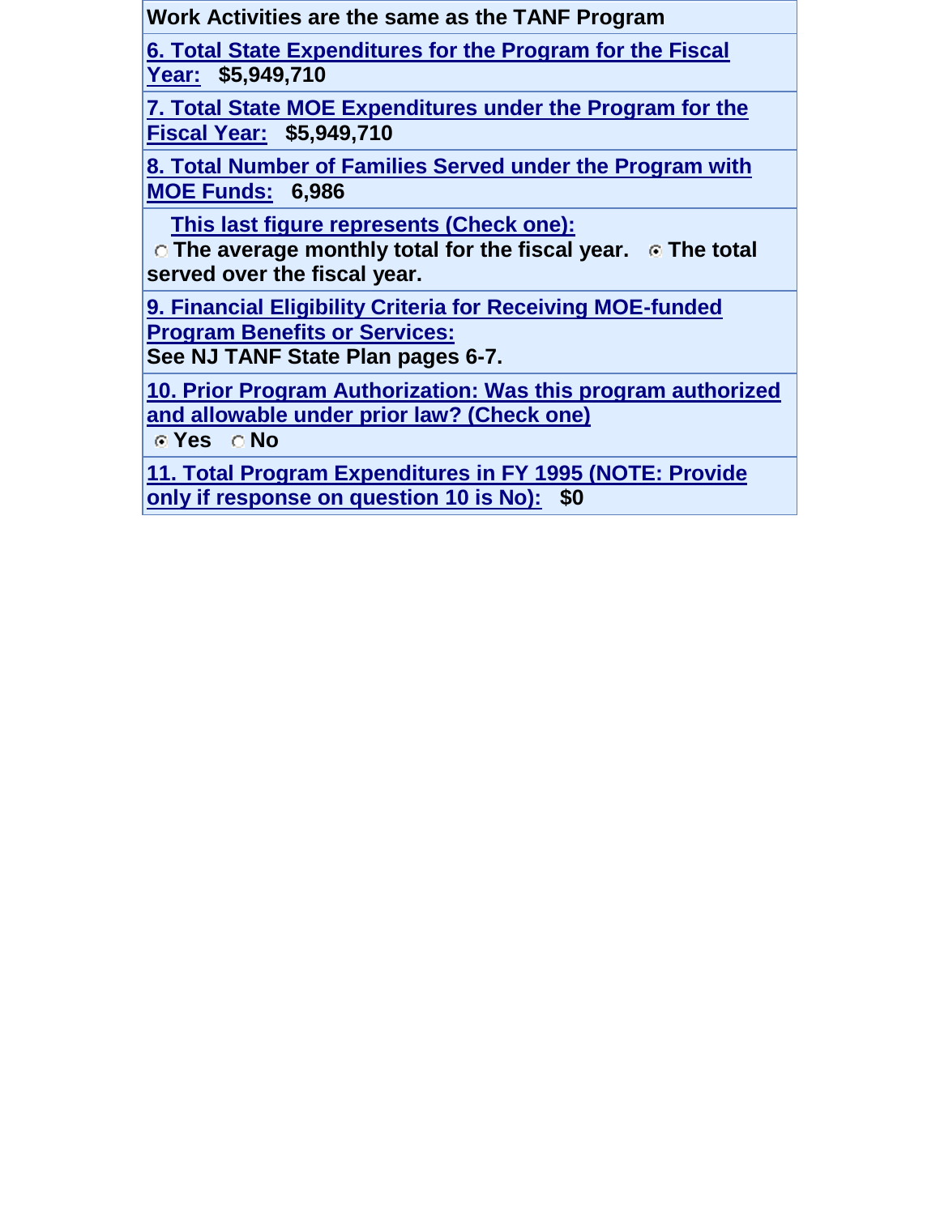**Work Activities are the same as the TANF Program**

**6. Total State Expenditures for the Program for the Fiscal Year:** **$5,949,710**

**7. Total State MOE Expenditures under the Program for the Fiscal Year:** **$5,949,710**

**8. Total Number of Families Served under the Program with MOE Funds:** **6,986**

**This last figure represents (Check one):**
○ **The average monthly total for the fiscal year.** ◉ **The total served over the fiscal year.**

**9. Financial Eligibility Criteria for Receiving MOE-funded Program Benefits or Services:**
**See NJ TANF State Plan pages 6-7.**

**10. Prior Program Authorization: Was this program authorized and allowable under prior law? (Check one)**
◉ **Yes** ○ **No**

**11. Total Program Expenditures in FY 1995 (NOTE: Provide only if response on question 10 is No):** **$0**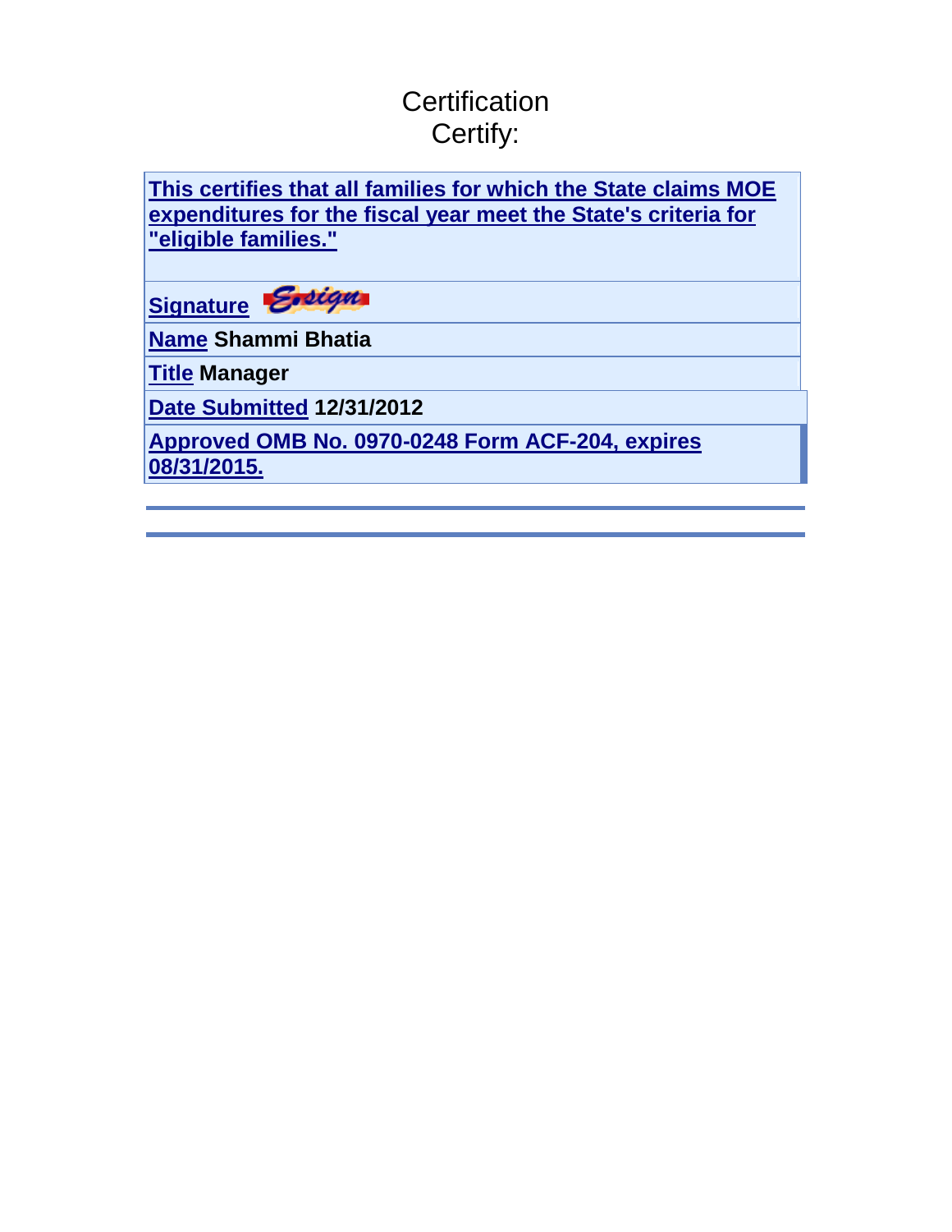# Certification
Certify:

**This certifies that all families for which the State claims MOE expenditures for the fiscal year meet the State's criteria for "eligible families."**

**Signature** E-sign

**Name** Shammi Bhatia

**Title** Manager

**Date Submitted** 12/31/2012

**Approved OMB No. 0970-0248 Form ACF-204, expires 08/31/2015.**